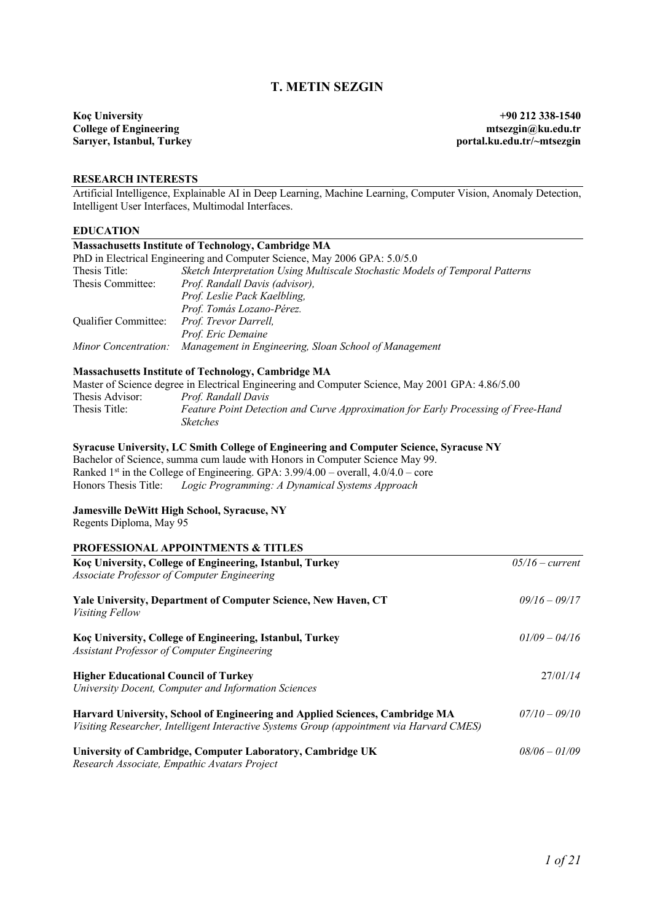# T. METIN SEZGIN

**Koç University**
**College of Engineering**
**Sarıyer, Istanbul, Turkey**

**+90 212 338-1540**
**mtsezgin@ku.edu.tr**
**portal.ku.edu.tr/~mtsezgin**

## RESEARCH INTERESTS

Artificial Intelligence, Explainable AI in Deep Learning, Machine Learning, Computer Vision, Anomaly Detection, Intelligent User Interfaces, Multimodal Interfaces.

## EDUCATION

**Massachusetts Institute of Technology, Cambridge MA**
PhD in Electrical Engineering and Computer Science, May 2006 GPA: 5.0/5.0

| | |
|---|---|
| Thesis Title: | *Sketch Interpretation Using Multiscale Stochastic Models of Temporal Patterns* |
| Thesis Committee: | *Prof. Randall Davis (advisor),* |
| | *Prof. Leslie Pack Kaelbling,* |
| | *Prof. Tomás Lozano-Pérez.* |
| Qualifier Committee: | *Prof. Trevor Darrell,* |
| | *Prof. Eric Demaine* |
| *Minor Concentration:* | *Management in Engineering, Sloan School of Management* |

**Massachusetts Institute of Technology, Cambridge MA**
Master of Science degree in Electrical Engineering and Computer Science, May 2001 GPA: 4.86/5.00

| | |
|---|---|
| Thesis Advisor: | *Prof. Randall Davis* |
| Thesis Title: | *Feature Point Detection and Curve Approximation for Early Processing of Free-Hand Sketches* |

**Syracuse University, LC Smith College of Engineering and Computer Science, Syracuse NY**
Bachelor of Science, summa cum laude with Honors in Computer Science May 99.
Ranked 1st in the College of Engineering. GPA: 3.99/4.00 – overall, 4.0/4.0 – core
Honors Thesis Title: *Logic Programming: A Dynamical Systems Approach*

**Jamesville DeWitt High School, Syracuse, NY**
Regents Diploma, May 95

## PROFESSIONAL APPOINTMENTS & TITLES

**Koç University, College of Engineering, Istanbul, Turkey** — *05/16 – current*
*Associate Professor of Computer Engineering*

**Yale University, Department of Computer Science, New Haven, CT** — *09/16 – 09/17*
*Visiting Fellow*

**Koç University, College of Engineering, Istanbul, Turkey** — *01/09 – 04/16*
*Assistant Professor of Computer Engineering*

**Higher Educational Council of Turkey** — *27/01/14*
*University Docent, Computer and Information Sciences*

**Harvard University, School of Engineering and Applied Sciences, Cambridge MA** — *07/10 – 09/10*
*Visiting Researcher, Intelligent Interactive Systems Group (appointment via Harvard CMES)*

**University of Cambridge, Computer Laboratory, Cambridge UK** — *08/06 – 01/09*
*Research Associate, Empathic Avatars Project*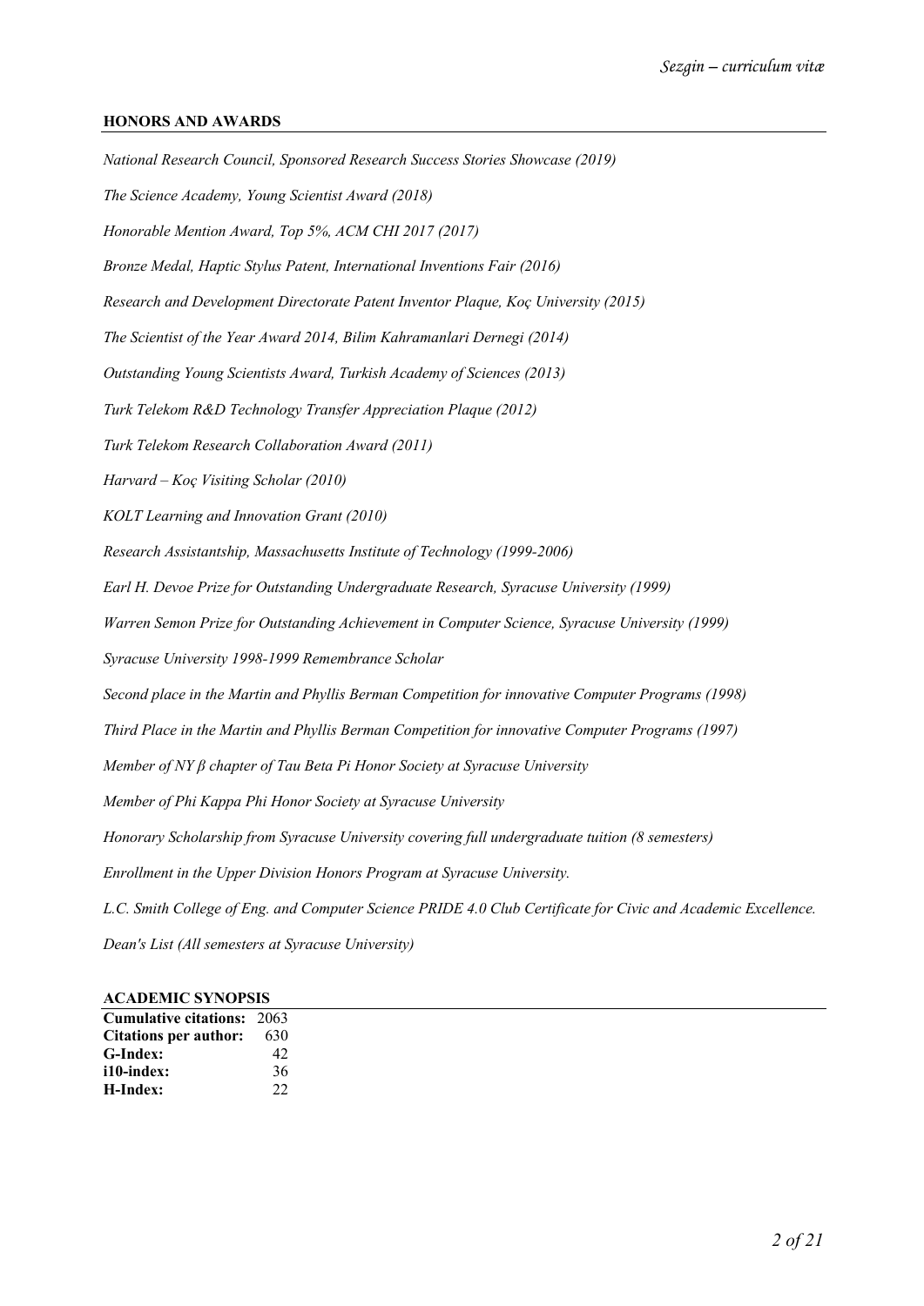## HONORS AND AWARDS

*National Research Council, Sponsored Research Success Stories Showcase (2019)*

*The Science Academy, Young Scientist Award (2018)*

*Honorable Mention Award, Top 5%, ACM CHI 2017 (2017)*

*Bronze Medal, Haptic Stylus Patent, International Inventions Fair (2016)*

*Research and Development Directorate Patent Inventor Plaque, Koç University (2015)*

*The Scientist of the Year Award 2014, Bilim Kahramanlari Dernegi (2014)*

*Outstanding Young Scientists Award, Turkish Academy of Sciences (2013)*

*Turk Telekom R&D Technology Transfer Appreciation Plaque (2012)*

*Turk Telekom Research Collaboration Award (2011)*

*Harvard – Koç Visiting Scholar (2010)*

*KOLT Learning and Innovation Grant (2010)*

*Research Assistantship, Massachusetts Institute of Technology (1999-2006)*

*Earl H. Devoe Prize for Outstanding Undergraduate Research, Syracuse University (1999)*

*Warren Semon Prize for Outstanding Achievement in Computer Science, Syracuse University (1999)*

*Syracuse University 1998-1999 Remembrance Scholar*

*Second place in the Martin and Phyllis Berman Competition for innovative Computer Programs (1998)*

*Third Place in the Martin and Phyllis Berman Competition for innovative Computer Programs (1997)*

*Member of NY β chapter of Tau Beta Pi Honor Society at Syracuse University*

*Member of Phi Kappa Phi Honor Society at Syracuse University*

*Honorary Scholarship from Syracuse University covering full undergraduate tuition (8 semesters)*

*Enrollment in the Upper Division Honors Program at Syracuse University.*

*L.C. Smith College of Eng. and Computer Science PRIDE 4.0 Club Certificate for Civic and Academic Excellence.*

*Dean's List (All semesters at Syracuse University)*

## ACADEMIC SYNOPSIS

| | |
|---|---|
| **Cumulative citations:** | 2063 |
| **Citations per author:** | 630 |
| **G-Index:** | 42 |
| **i10-index:** | 36 |
| **H-Index:** | 22 |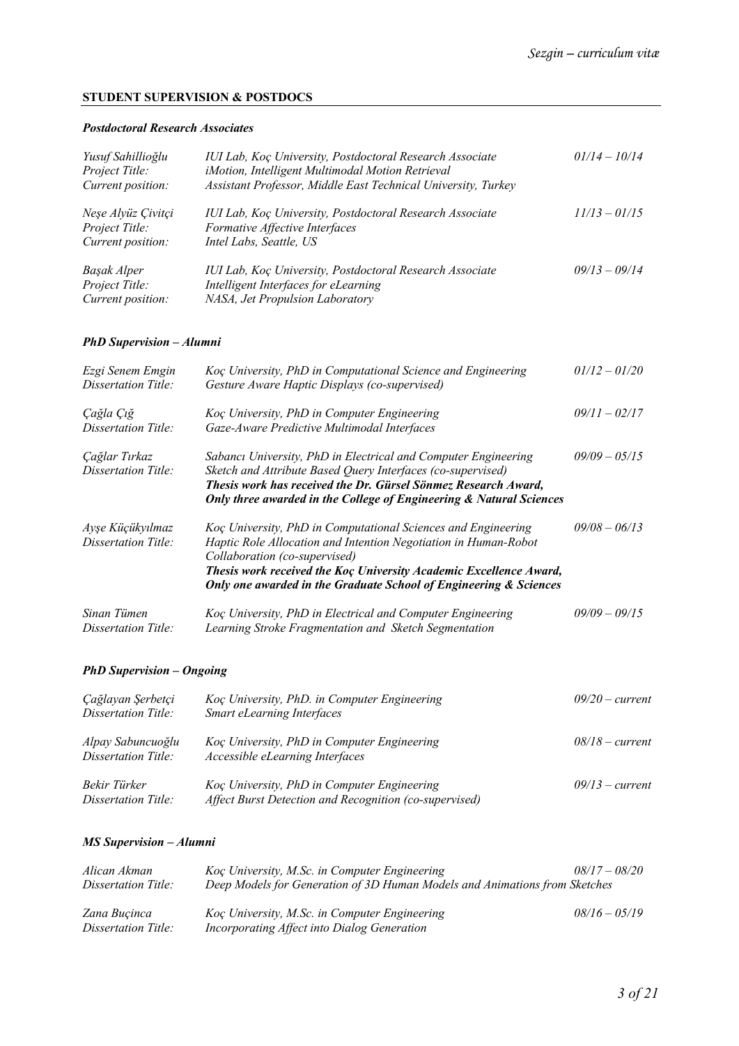## STUDENT SUPERVISION & POSTDOCS

### *Postdoctoral Research Associates*

*Yusuf Sahillioğlu* — *IUI Lab, Koç University, Postdoctoral Research Associate* — *01/14 – 10/14*
*Project Title:* *iMotion, Intelligent Multimodal Motion Retrieval*
*Current position:* *Assistant Professor, Middle East Technical University, Turkey*

*Neşe Alyüz Çivitçi* — *IUI Lab, Koç University, Postdoctoral Research Associate* — *11/13 – 01/15*
*Project Title:* *Formative Affective Interfaces*
*Current position:* *Intel Labs, Seattle, US*

*Başak Alper* — *IUI Lab, Koç University, Postdoctoral Research Associate* — *09/13 – 09/14*
*Project Title:* *Intelligent Interfaces for eLearning*
*Current position:* *NASA, Jet Propulsion Laboratory*

### *PhD Supervision – Alumni*

*Ezgi Senem Emgin* — *Koç University, PhD in Computational Science and Engineering* — *01/12 – 01/20*
*Dissertation Title:* *Gesture Aware Haptic Displays (co-supervised)*

*Çağla Çığ* — *Koç University, PhD in Computer Engineering* — *09/11 – 02/17*
*Dissertation Title:* *Gaze-Aware Predictive Multimodal Interfaces*

*Çağlar Tırkaz* — *Sabancı University, PhD in Electrical and Computer Engineering* — *09/09 – 05/15*
*Dissertation Title:* *Sketch and Attribute Based Query Interfaces (co-supervised)*
***Thesis work has received the Dr. Gürsel Sönmez Research Award, Only three awarded in the College of Engineering & Natural Sciences***

*Ayşe Küçükyılmaz* — *Koç University, PhD in Computational Sciences and Engineering* — *09/08 – 06/13*
*Dissertation Title:* *Haptic Role Allocation and Intention Negotiation in Human-Robot Collaboration (co-supervised)*
***Thesis work received the Koç University Academic Excellence Award, Only one awarded in the Graduate School of Engineering & Sciences***

*Sinan Tümen* — *Koç University, PhD in Electrical and Computer Engineering* — *09/09 – 09/15*
*Dissertation Title:* *Learning Stroke Fragmentation and Sketch Segmentation*

### *PhD Supervision – Ongoing*

*Çağlayan Şerbetçi* — *Koç University, PhD. in Computer Engineering* — *09/20 – current*
*Dissertation Title:* *Smart eLearning Interfaces*

*Alpay Sabuncuoğlu* — *Koç University, PhD in Computer Engineering* — *08/18 – current*
*Dissertation Title:* *Accessible eLearning Interfaces*

*Bekir Türker* — *Koç University, PhD in Computer Engineering* — *09/13 – current*
*Dissertation Title:* *Affect Burst Detection and Recognition (co-supervised)*

### *MS Supervision – Alumni*

*Alican Akman* — *Koç University, M.Sc. in Computer Engineering* — *08/17 – 08/20*
*Dissertation Title:* *Deep Models for Generation of 3D Human Models and Animations from Sketches*

*Zana Buçinca* — *Koç University, M.Sc. in Computer Engineering* — *08/16 – 05/19*
*Dissertation Title:* *Incorporating Affect into Dialog Generation*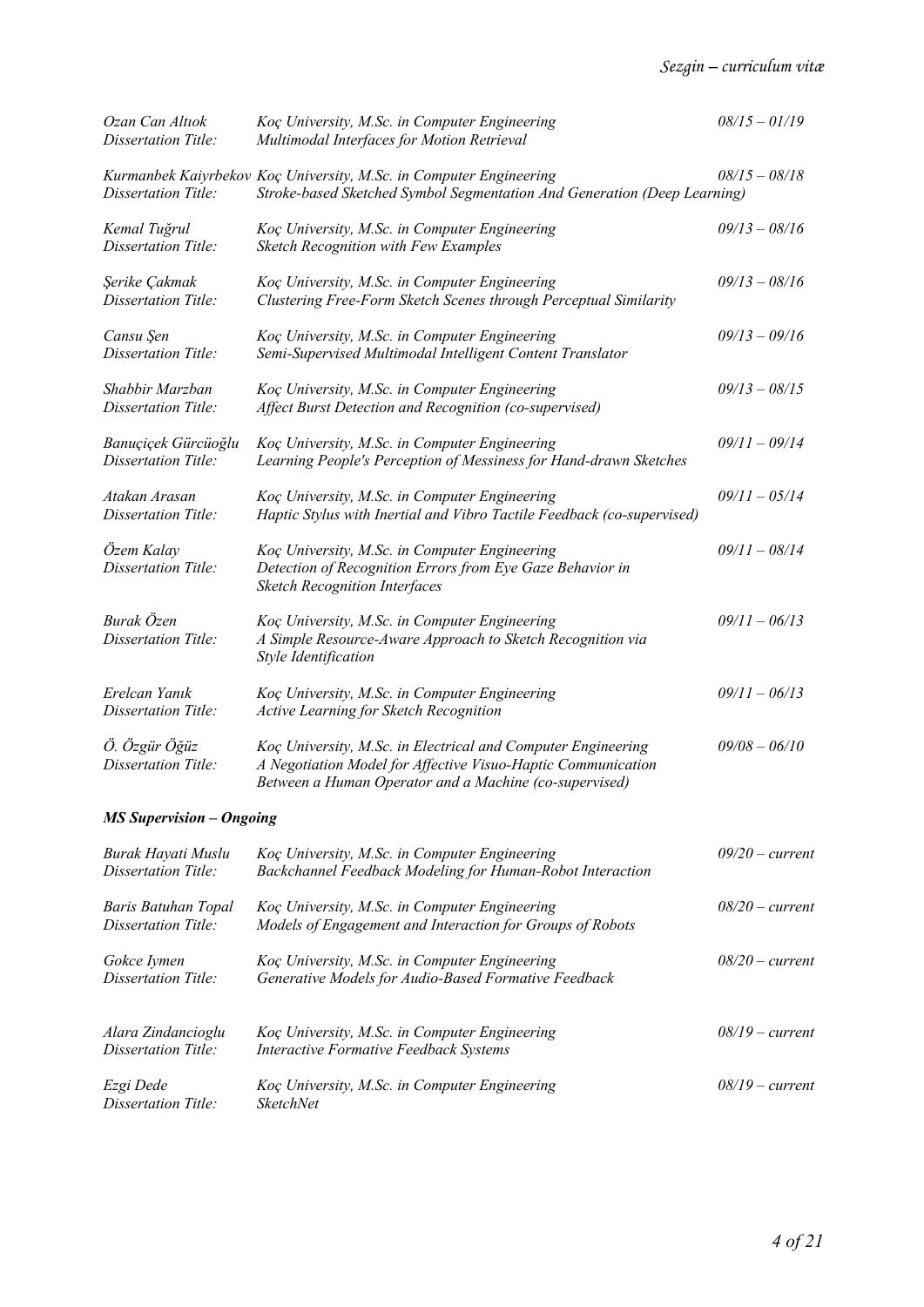*Ozan Can Altıok* *Koç University, M.Sc. in Computer Engineering* *08/15 – 01/19*
*Dissertation Title:* *Multimodal Interfaces for Motion Retrieval*

*Kurmanbek Kaiyrbekov* *Koç University, M.Sc. in Computer Engineering* *08/15 – 08/18*
*Dissertation Title:* *Stroke-based Sketched Symbol Segmentation And Generation (Deep Learning)*

*Kemal Tuğrul* *Koç University, M.Sc. in Computer Engineering* *09/13 – 08/16*
*Dissertation Title:* *Sketch Recognition with Few Examples*

*Şerike Çakmak* *Koç University, M.Sc. in Computer Engineering* *09/13 – 08/16*
*Dissertation Title:* *Clustering Free-Form Sketch Scenes through Perceptual Similarity*

*Cansu Şen* *Koç University, M.Sc. in Computer Engineering* *09/13 – 09/16*
*Dissertation Title:* *Semi-Supervised Multimodal Intelligent Content Translator*

*Shabbir Marzban* *Koç University, M.Sc. in Computer Engineering* *09/13 – 08/15*
*Dissertation Title:* *Affect Burst Detection and Recognition (co-supervised)*

*Banuçiçek Gürcüoğlu* *Koç University, M.Sc. in Computer Engineering* *09/11 – 09/14*
*Dissertation Title:* *Learning People's Perception of Messiness for Hand-drawn Sketches*

*Atakan Arasan* *Koç University, M.Sc. in Computer Engineering* *09/11 – 05/14*
*Dissertation Title:* *Haptic Stylus with Inertial and Vibro Tactile Feedback (co-supervised)*

*Özem Kalay* *Koç University, M.Sc. in Computer Engineering* *09/11 – 08/14*
*Dissertation Title:* *Detection of Recognition Errors from Eye Gaze Behavior in Sketch Recognition Interfaces*

*Burak Özen* *Koç University, M.Sc. in Computer Engineering* *09/11 – 06/13*
*Dissertation Title:* *A Simple Resource-Aware Approach to Sketch Recognition via Style Identification*

*Erelcan Yanık* *Koç University, M.Sc. in Computer Engineering* *09/11 – 06/13*
*Dissertation Title:* *Active Learning for Sketch Recognition*

*Ö. Özgür Öğüz* *Koç University, M.Sc. in Electrical and Computer Engineering* *09/08 – 06/10*
*Dissertation Title:* *A Negotiation Model for Affective Visuo-Haptic Communication Between a Human Operator and a Machine (co-supervised)*

***MS Supervision – Ongoing***

*Burak Hayati Muslu* *Koç University, M.Sc. in Computer Engineering* *09/20 – current*
*Dissertation Title:* *Backchannel Feedback Modeling for Human-Robot Interaction*

*Baris Batuhan Topal* *Koç University, M.Sc. in Computer Engineering* *08/20 – current*
*Dissertation Title:* *Models of Engagement and Interaction for Groups of Robots*

*Gokce Iymen* *Koç University, M.Sc. in Computer Engineering* *08/20 – current*
*Dissertation Title:* *Generative Models for Audio-Based Formative Feedback*

*Alara Zindancioglu* *Koç University, M.Sc. in Computer Engineering* *08/19 – current*
*Dissertation Title:* *Interactive Formative Feedback Systems*

*Ezgi Dede* *Koç University, M.Sc. in Computer Engineering* *08/19 – current*
*Dissertation Title:* *SketchNet*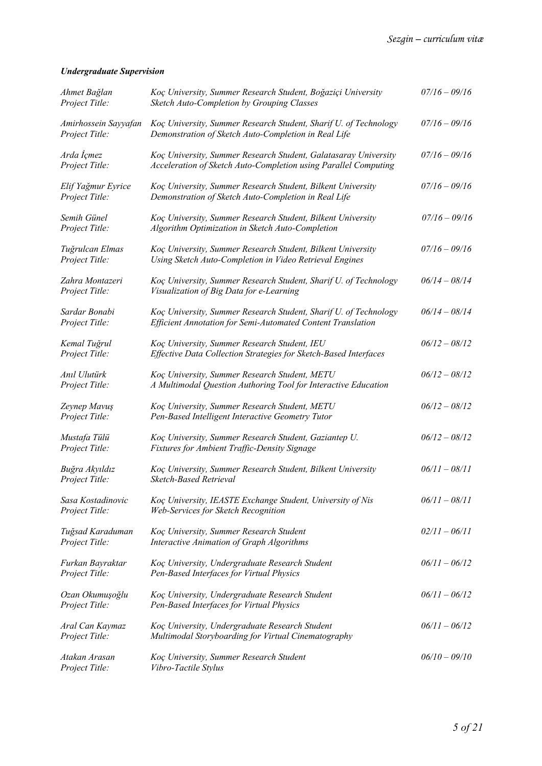***Undergraduate Supervision***

| | | |
|---|---|---|
| *Ahmet Bağlan* <br> *Project Title:* | *Koç University, Summer Research Student, Boğaziçi University* <br> *Sketch Auto-Completion by Grouping Classes* | *07/16 – 09/16* |
| *Amirhossein Sayyafan* <br> *Project Title:* | *Koç University, Summer Research Student, Sharif U. of Technology* <br> *Demonstration of Sketch Auto-Completion in Real Life* | *07/16 – 09/16* |
| *Arda İçmez* <br> *Project Title:* | *Koç University, Summer Research Student, Galatasaray University* <br> *Acceleration of Sketch Auto-Completion using Parallel Computing* | *07/16 – 09/16* |
| *Elif Yağmur Eyrice* <br> *Project Title:* | *Koç University, Summer Research Student, Bilkent University* <br> *Demonstration of Sketch Auto-Completion in Real Life* | *07/16 – 09/16* |
| *Semih Günel* <br> *Project Title:* | *Koç University, Summer Research Student, Bilkent University* <br> *Algorithm Optimization in Sketch Auto-Completion* | *07/16 – 09/16* |
| *Tuğrulcan Elmas* <br> *Project Title:* | *Koç University, Summer Research Student, Bilkent University* <br> *Using Sketch Auto-Completion in Video Retrieval Engines* | *07/16 – 09/16* |
| *Zahra Montazeri* <br> *Project Title:* | *Koç University, Summer Research Student, Sharif U. of Technology* <br> *Visualization of Big Data for e-Learning* | *06/14 – 08/14* |
| *Sardar Bonabi* <br> *Project Title:* | *Koç University, Summer Research Student, Sharif U. of Technology* <br> *Efficient Annotation for Semi-Automated Content Translation* | *06/14 – 08/14* |
| *Kemal Tuğrul* <br> *Project Title:* | *Koç University, Summer Research Student, IEU* <br> *Effective Data Collection Strategies for Sketch-Based Interfaces* | *06/12 – 08/12* |
| *Anıl Ulutürk* <br> *Project Title:* | *Koç University, Summer Research Student, METU* <br> *A Multimodal Question Authoring Tool for Interactive Education* | *06/12 – 08/12* |
| *Zeynep Mavuş* <br> *Project Title:* | *Koç University, Summer Research Student, METU* <br> *Pen-Based Intelligent Interactive Geometry Tutor* | *06/12 – 08/12* |
| *Mustafa Tülü* <br> *Project Title:* | *Koç University, Summer Research Student, Gaziantep U.* <br> *Fixtures for Ambient Traffic-Density Signage* | *06/12 – 08/12* |
| *Buğra Akyıldız* <br> *Project Title:* | *Koç University, Summer Research Student, Bilkent University* <br> *Sketch-Based Retrieval* | *06/11 – 08/11* |
| *Sasa Kostadinovic* <br> *Project Title:* | *Koç University, IEASTE Exchange Student, University of Nis* <br> *Web-Services for Sketch Recognition* | *06/11 – 08/11* |
| *Tuğsad Karaduman* <br> *Project Title:* | *Koç University, Summer Research Student* <br> *Interactive Animation of Graph Algorithms* | *02/11 – 06/11* |
| *Furkan Bayraktar* <br> *Project Title:* | *Koç University, Undergraduate Research Student* <br> *Pen-Based Interfaces for Virtual Physics* | *06/11 – 06/12* |
| *Ozan Okumuşoğlu* <br> *Project Title:* | *Koç University, Undergraduate Research Student* <br> *Pen-Based Interfaces for Virtual Physics* | *06/11 – 06/12* |
| *Aral Can Kaymaz* <br> *Project Title:* | *Koç University, Undergraduate Research Student* <br> *Multimodal Storyboarding for Virtual Cinematography* | *06/11 – 06/12* |
| *Atakan Arasan* <br> *Project Title:* | *Koç University, Summer Research Student* <br> *Vibro-Tactile Stylus* | *06/10 – 09/10* |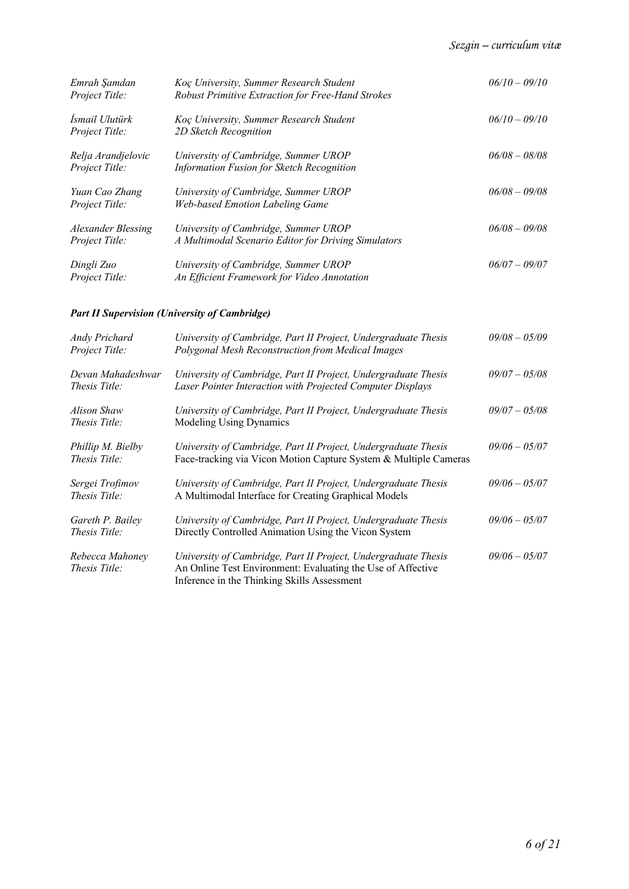| | | |
|---|---|---|
| *Emrah Şamdan* | *Koç University, Summer Research Student* | *06/10 – 09/10* |
| *Project Title:* | *Robust Primitive Extraction for Free-Hand Strokes* | |
| *İsmail Ulutürk* | *Koç University, Summer Research Student* | *06/10 – 09/10* |
| *Project Title:* | *2D Sketch Recognition* | |
| *Relja Arandjelovic* | *University of Cambridge, Summer UROP* | *06/08 – 08/08* |
| *Project Title:* | *Information Fusion for Sketch Recognition* | |
| *Yuan Cao Zhang* | *University of Cambridge, Summer UROP* | *06/08 – 09/08* |
| *Project Title:* | *Web-based Emotion Labeling Game* | |
| *Alexander Blessing* | *University of Cambridge, Summer UROP* | *06/08 – 09/08* |
| *Project Title:* | *A Multimodal Scenario Editor for Driving Simulators* | |
| *Dingli Zuo* | *University of Cambridge, Summer UROP* | *06/07 – 09/07* |
| *Project Title:* | *An Efficient Framework for Video Annotation* | |

***Part II Supervision (University of Cambridge)***

| | | |
|---|---|---|
| *Andy Prichard* | *University of Cambridge, Part II Project, Undergraduate Thesis* | *09/08 – 05/09* |
| *Project Title:* | *Polygonal Mesh Reconstruction from Medical Images* | |
| *Devan Mahadeshwar* | *University of Cambridge, Part II Project, Undergraduate Thesis* | *09/07 – 05/08* |
| *Thesis Title:* | *Laser Pointer Interaction with Projected Computer Displays* | |
| *Alison Shaw* | *University of Cambridge, Part II Project, Undergraduate Thesis* | *09/07 – 05/08* |
| *Thesis Title:* | Modeling Using Dynamics | |
| *Phillip M. Bielby* | *University of Cambridge, Part II Project, Undergraduate Thesis* | *09/06 – 05/07* |
| *Thesis Title:* | Face-tracking via Vicon Motion Capture System & Multiple Cameras | |
| *Sergei Trofimov* | *University of Cambridge, Part II Project, Undergraduate Thesis* | *09/06 – 05/07* |
| *Thesis Title:* | A Multimodal Interface for Creating Graphical Models | |
| *Gareth P. Bailey* | *University of Cambridge, Part II Project, Undergraduate Thesis* | *09/06 – 05/07* |
| *Thesis Title:* | Directly Controlled Animation Using the Vicon System | |
| *Rebecca Mahoney* | *University of Cambridge, Part II Project, Undergraduate Thesis* | *09/06 – 05/07* |
| *Thesis Title:* | An Online Test Environment: Evaluating the Use of Affective Inference in the Thinking Skills Assessment | |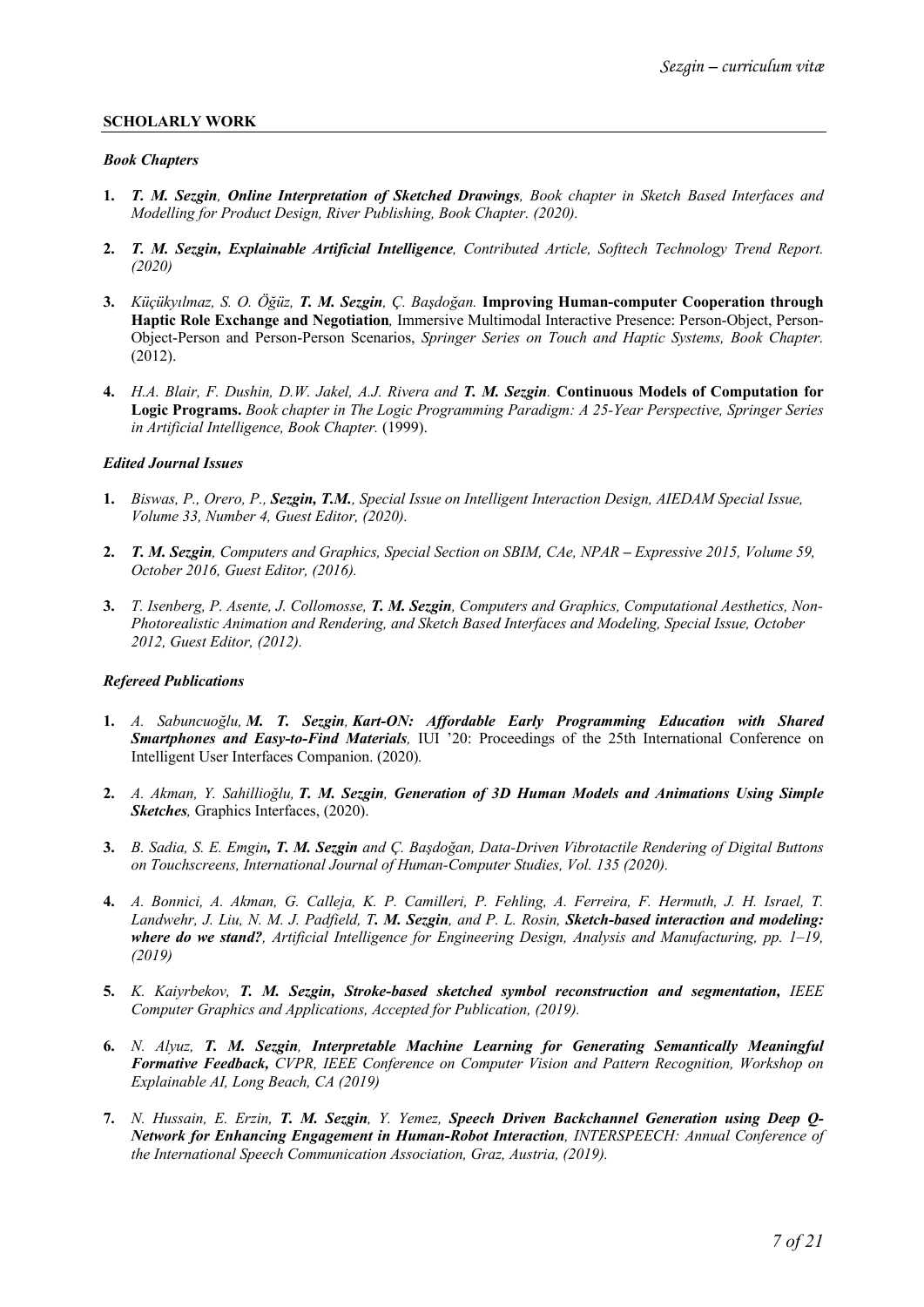## SCHOLARLY WORK

### *Book Chapters*

1. ***T. M. Sezgin**, **Online Interpretation of Sketched Drawings**, Book chapter in Sketch Based Interfaces and Modelling for Product Design, River Publishing, Book Chapter. (2020).*

2. ***T. M. Sezgin, Explainable Artificial Intelligence**, Contributed Article, Softtech Technology Trend Report. (2020)*

3. *Küçükyılmaz, S. O. Öğüz, **T. M. Sezgin**, Ç. Başdoğan.* **Improving Human-computer Cooperation through Haptic Role Exchange and Negotiation***,* Immersive Multimodal Interactive Presence: Person-Object, Person-Object-Person and Person-Person Scenarios, *Springer Series on Touch and Haptic Systems, Book Chapter.* (2012).

4. *H.A. Blair, F. Dushin, D.W. Jakel, A.J. Rivera and **T. M. Sezgin**.* **Continuous Models of Computation for Logic Programs.** *Book chapter in The Logic Programming Paradigm: A 25-Year Perspective, Springer Series in Artificial Intelligence, Book Chapter.* (1999).

### *Edited Journal Issues*

1. *Biswas, P., Orero, P., **Sezgin, T.M.**, Special Issue on Intelligent Interaction Design, AIEDAM Special Issue, Volume 33, Number 4, Guest Editor, (2020).*

2. ***T. M. Sezgin**, Computers and Graphics, Special Section on SBIM, CAe, NPAR – Expressive 2015, Volume 59, October 2016, Guest Editor, (2016).*

3. *T. Isenberg, P. Asente, J. Collomosse, **T. M. Sezgin**, Computers and Graphics, Computational Aesthetics, Non-Photorealistic Animation and Rendering, and Sketch Based Interfaces and Modeling, Special Issue, October 2012, Guest Editor, (2012).*

### *Refereed Publications*

1. *A. Sabuncuoğlu, **M. T. Sezgin**, **Kart-ON: Affordable Early Programming Education with Shared Smartphones and Easy-to-Find Materials**,* IUI '20: Proceedings of the 25th International Conference on Intelligent User Interfaces Companion. (2020)*.*

2. *A. Akman, Y. Sahillioğlu, **T. M. Sezgin**, **Generation of 3D Human Models and Animations Using Simple Sketches**,* Graphics Interfaces, (2020).

3. *B. Sadia, S. E. Emgin**, T. M. Sezgin** and Ç. Başdoğan, Data-Driven Vibrotactile Rendering of Digital Buttons on Touchscreens, International Journal of Human-Computer Studies, Vol. 135 (2020).*

4. *A. Bonnici, A. Akman, G. Calleja, K. P. Camilleri, P. Fehling, A. Ferreira, F. Hermuth, J. H. Israel, T. Landwehr, J. Liu, N. M. J. Padfield, **T. M. Sezgin**, and P. L. Rosin, **Sketch-based interaction and modeling: where do we stand?**, Artificial Intelligence for Engineering Design, Analysis and Manufacturing, pp. 1–19, (2019)*

5. *K. Kaiyrbekov, **T. M. Sezgin, Stroke-based sketched symbol reconstruction and segmentation,** IEEE Computer Graphics and Applications, Accepted for Publication, (2019).*

6. *N. Alyuz, **T. M. Sezgin**, **Interpretable Machine Learning for Generating Semantically Meaningful Formative Feedback,** CVPR, IEEE Conference on Computer Vision and Pattern Recognition, Workshop on Explainable AI, Long Beach, CA (2019)*

7. *N. Hussain, E. Erzin, **T. M. Sezgin**, Y. Yemez, **Speech Driven Backchannel Generation using Deep Q-Network for Enhancing Engagement in Human-Robot Interaction**, INTERSPEECH: Annual Conference of the International Speech Communication Association, Graz, Austria, (2019).*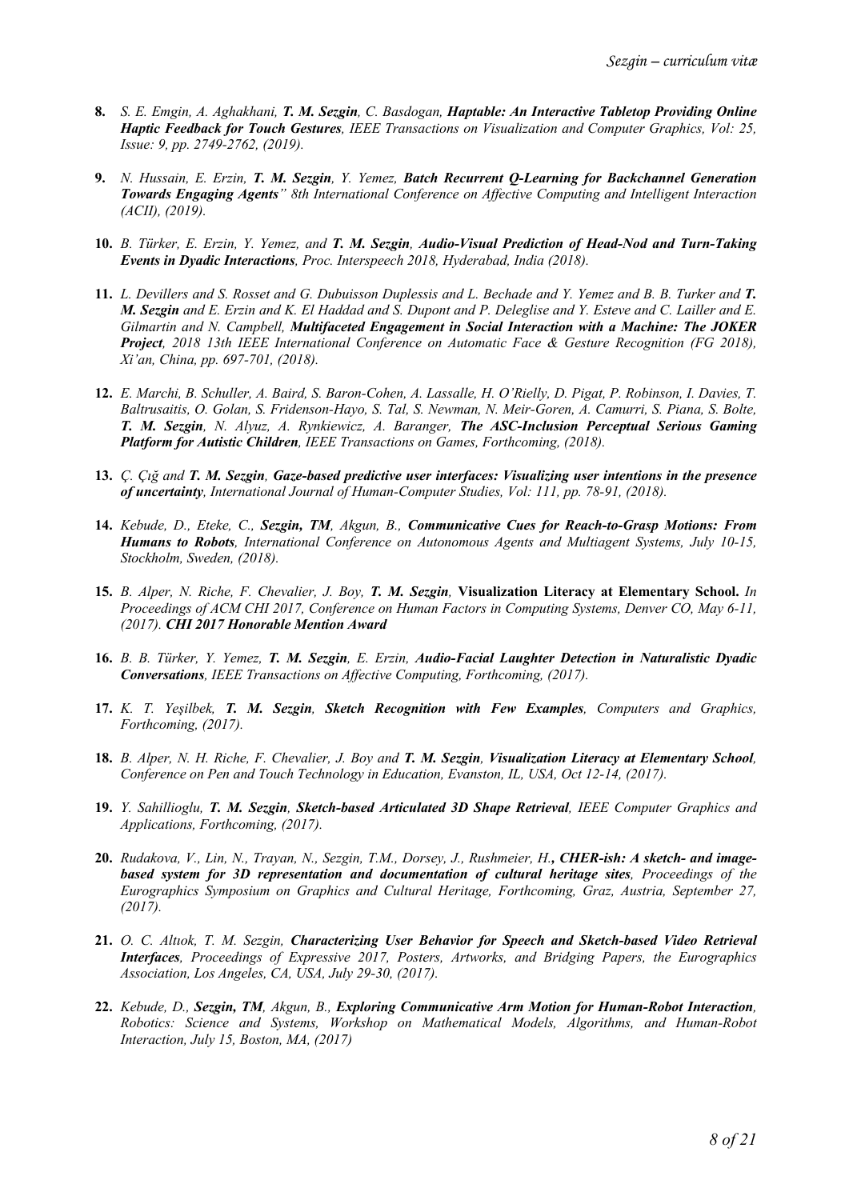8. *S. E. Emgin, A. Aghakhani, **T. M. Sezgin**, C. Basdogan, **Haptable: An Interactive Tabletop Providing Online Haptic Feedback for Touch Gestures**, IEEE Transactions on Visualization and Computer Graphics, Vol: 25, Issue: 9, pp. 2749-2762, (2019).*

9. *N. Hussain, E. Erzin, **T. M. Sezgin**, Y. Yemez, **Batch Recurrent Q-Learning for Backchannel Generation Towards Engaging Agents**" 8th International Conference on Affective Computing and Intelligent Interaction (ACII), (2019).*

10. *B. Türker, E. Erzin, Y. Yemez, and **T. M. Sezgin**, **Audio-Visual Prediction of Head-Nod and Turn-Taking Events in Dyadic Interactions**, Proc. Interspeech 2018, Hyderabad, India (2018).*

11. *L. Devillers and S. Rosset and G. Dubuisson Duplessis and L. Bechade and Y. Yemez and B. B. Turker and **T. M. Sezgin** and E. Erzin and K. El Haddad and S. Dupont and P. Deleglise and Y. Esteve and C. Lailler and E. Gilmartin and N. Campbell, **Multifaceted Engagement in Social Interaction with a Machine: The JOKER Project**, 2018 13th IEEE International Conference on Automatic Face & Gesture Recognition (FG 2018), Xi'an, China, pp. 697-701, (2018).*

12. *E. Marchi, B. Schuller, A. Baird, S. Baron-Cohen, A. Lassalle, H. O'Rielly, D. Pigat, P. Robinson, I. Davies, T. Baltrusaitis, O. Golan, S. Fridenson-Hayo, S. Tal, S. Newman, N. Meir-Goren, A. Camurri, S. Piana, S. Bolte, **T. M. Sezgin**, N. Alyuz, A. Rynkiewicz, A. Baranger, **The ASC-Inclusion Perceptual Serious Gaming Platform for Autistic Children**, IEEE Transactions on Games, Forthcoming, (2018).*

13. *Ç. Çığ and **T. M. Sezgin**, **Gaze-based predictive user interfaces: Visualizing user intentions in the presence of uncertainty**, International Journal of Human-Computer Studies, Vol: 111, pp. 78-91, (2018).*

14. *Kebude, D., Eteke, C., **Sezgin, TM**, Akgun, B., **Communicative Cues for Reach-to-Grasp Motions: From Humans to Robots**, International Conference on Autonomous Agents and Multiagent Systems, July 10-15, Stockholm, Sweden, (2018).*

15. *B. Alper, N. Riche, F. Chevalier, J. Boy, **T. M. Sezgin**,* **Visualization Literacy at Elementary School.** *In Proceedings of ACM CHI 2017, Conference on Human Factors in Computing Systems, Denver CO, May 6-11, (2017). **CHI 2017 Honorable Mention Award***

16. *B. B. Türker, Y. Yemez, **T. M. Sezgin**, E. Erzin, **Audio-Facial Laughter Detection in Naturalistic Dyadic Conversations**, IEEE Transactions on Affective Computing, Forthcoming, (2017).*

17. *K. T. Yeşilbek, **T. M. Sezgin**, **Sketch Recognition with Few Examples**, Computers and Graphics, Forthcoming, (2017).*

18. *B. Alper, N. H. Riche, F. Chevalier, J. Boy and **T. M. Sezgin**, **Visualization Literacy at Elementary School**, Conference on Pen and Touch Technology in Education, Evanston, IL, USA, Oct 12-14, (2017).*

19. *Y. Sahillioglu, **T. M. Sezgin**, **Sketch-based Articulated 3D Shape Retrieval**, IEEE Computer Graphics and Applications, Forthcoming, (2017).*

20. *Rudakova, V., Lin, N., Trayan, N., Sezgin, T.M., Dorsey, J., Rushmeier, H.**, CHER-ish: A sketch- and image-based system for 3D representation and documentation of cultural heritage sites**, Proceedings of the Eurographics Symposium on Graphics and Cultural Heritage, Forthcoming, Graz, Austria, September 27, (2017).*

21. *O. C. Altıok, T. M. Sezgin, **Characterizing User Behavior for Speech and Sketch-based Video Retrieval Interfaces**, Proceedings of Expressive 2017, Posters, Artworks, and Bridging Papers, the Eurographics Association, Los Angeles, CA, USA, July 29-30, (2017).*

22. *Kebude, D., **Sezgin, TM**, Akgun, B., **Exploring Communicative Arm Motion for Human-Robot Interaction**, Robotics: Science and Systems, Workshop on Mathematical Models, Algorithms, and Human-Robot Interaction, July 15, Boston, MA, (2017)*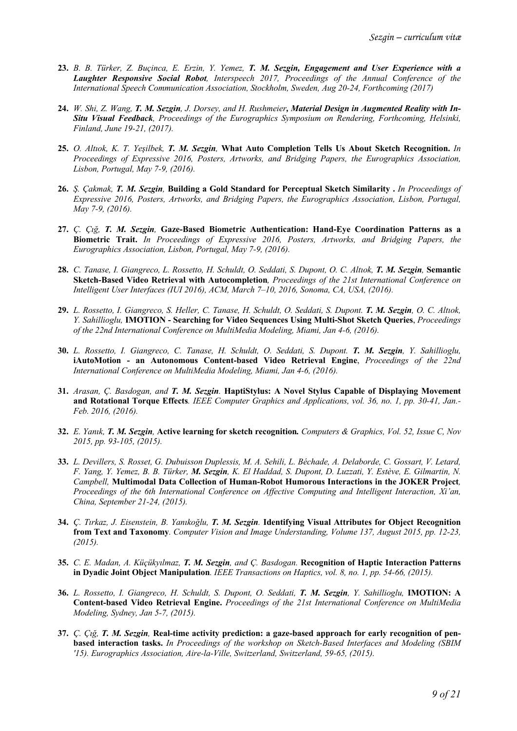23. *B. B. Türker, Z. Buçinca, E. Erzin, Y. Yemez, **T. M. Sezgin, Engagement and User Experience with a Laughter Responsive Social Robot**, Interspeech 2017, Proceedings of the Annual Conference of the International Speech Communication Association, Stockholm, Sweden, Aug 20-24, Forthcoming (2017)*

24. *W. Shi, Z. Wang, **T. M. Sezgin**, J. Dorsey, and H. Rushmeier**, Material Design in Augmented Reality with In-Situ Visual Feedback**, Proceedings of the Eurographics Symposium on Rendering, Forthcoming, Helsinki, Finland, June 19-21, (2017).*

25. *O. Altıok, K. T. Yeşilbek, **T. M. Sezgin**,* **What Auto Completion Tells Us About Sketch Recognition.** *In Proceedings of Expressive 2016, Posters, Artworks, and Bridging Papers, the Eurographics Association, Lisbon, Portugal, May 7-9, (2016).*

26. *Ş. Çakmak, **T. M. Sezgin**,* **Building a Gold Standard for Perceptual Sketch Similarity .** *In Proceedings of Expressive 2016, Posters, Artworks, and Bridging Papers, the Eurographics Association, Lisbon, Portugal, May 7-9, (2016).*

27. *Ç. Çığ, **T. M. Sezgin**,* **Gaze-Based Biometric Authentication: Hand-Eye Coordination Patterns as a Biometric Trait.** *In Proceedings of Expressive 2016, Posters, Artworks, and Bridging Papers, the Eurographics Association, Lisbon, Portugal, May 7-9, (2016).*

28. *C. Tanase, I. Giangreco, L. Rossetto, H. Schuldt, O. Seddati, S. Dupont, O. C. Altıok, **T. M. Sezgin**,* **Semantic Sketch-Based Video Retrieval with Autocompletion***, Proceedings of the 21st International Conference on Intelligent User Interfaces (IUI 2016), ACM, March 7–10, 2016, Sonoma, CA, USA, (2016).*

29. *L. Rossetto, I. Giangreco, S. Heller, C. Tanase, H. Schuldt, O. Seddati, S. Dupont. **T. M. Sezgin**, O. C. Altıok, Y. Sahillioglu,* **IMOTION - Searching for Video Sequences Using Multi-Shot Sketch Queries**, *Proceedings of the 22nd International Conference on MultiMedia Modeling, Miami, Jan 4-6, (2016).*

30. *L. Rossetto, I. Giangreco, C. Tanase, H. Schuldt, O. Seddati, S. Dupont. **T. M. Sezgin**, Y. Sahillioglu,* **iAutoMotion - an Autonomous Content-based Video Retrieval Engine**, *Proceedings of the 22nd International Conference on MultiMedia Modeling, Miami, Jan 4-6, (2016).*

31. *Arasan, Ç. Basdogan, and **T. M. Sezgin**.* **HaptiStylus: A Novel Stylus Capable of Displaying Movement and Rotational Torque Effects***. IEEE Computer Graphics and Applications, vol. 36, no. 1, pp. 30-41, Jan.-Feb. 2016, (2016).*

32. *E. Yanık, **T. M. Sezgin**,* **Active learning for sketch recognition***. Computers & Graphics, Vol. 52, Issue C, Nov 2015, pp. 93-105, (2015).*

33. *L. Devillers, S. Rosset, G. Dubuisson Duplessis, M. A. Sehili, L. Béchade, A. Delaborde, C. Gossart, V. Letard, F. Yang, Y. Yemez, B. B. Türker, **M. Sezgin**, K. El Haddad, S. Dupont, D. Luzzati, Y. Estève, E. Gilmartin, N. Campbell,* **Multimodal Data Collection of Human-Robot Humorous Interactions in the JOKER Project***, Proceedings of the 6th International Conference on Affective Computing and Intelligent Interaction, Xi'an, China, September 21-24, (2015).*

34. *Ç. Tırkaz, J. Eisenstein, B. Yanıkoğlu, **T. M. Sezgin**.* **Identifying Visual Attributes for Object Recognition from Text and Taxonomy***. Computer Vision and Image Understanding, Volume 137, August 2015, pp. 12-23, (2015).*

35. *C. E. Madan, A. Küçükyılmaz, **T. M. Sezgin**, and Ç. Basdogan.* **Recognition of Haptic Interaction Patterns in Dyadic Joint Object Manipulation***. IEEE Transactions on Haptics, vol. 8, no. 1, pp. 54-66, (2015).*

36. *L. Rossetto, I. Giangreco, H. Schuldt, S. Dupont, O. Seddati, **T. M. Sezgin**, Y. Sahillioglu,* **IMOTION: A Content-based Video Retrieval Engine.** *Proceedings of the 21st International Conference on MultiMedia Modeling, Sydney, Jan 5-7, (2015).*

37. *Ç. Çığ, **T. M. Sezgin**,* **Real-time activity prediction: a gaze-based approach for early recognition of pen-based interaction tasks.** *In Proceedings of the workshop on Sketch-Based Interfaces and Modeling (SBIM '15). Eurographics Association, Aire-la-Ville, Switzerland, Switzerland, 59-65, (2015).*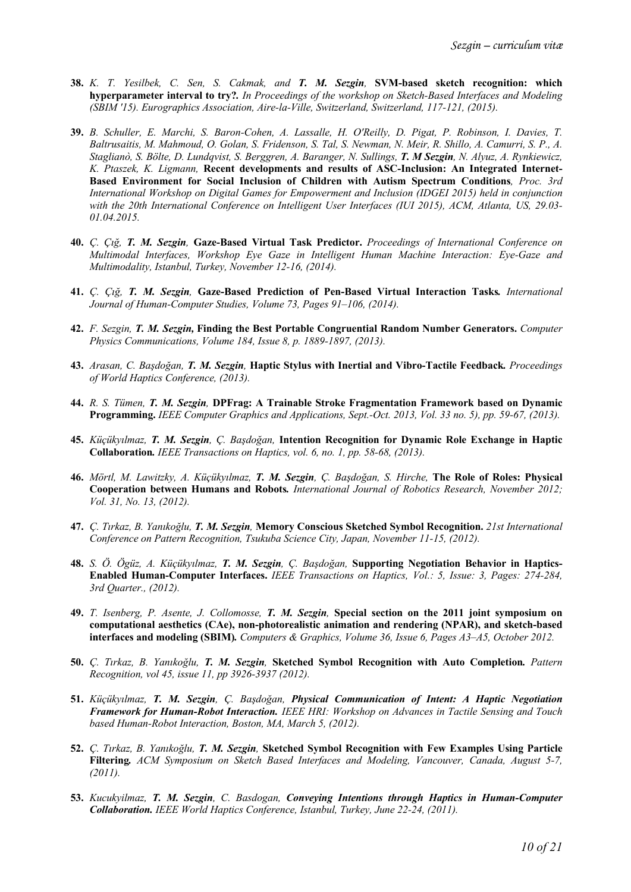**38.** *K. T. Yesilbek, C. Sen, S. Cakmak, and* ***T. M. Sezgin****,* **SVM-based sketch recognition: which hyperparameter interval to try?.** *In Proceedings of the workshop on Sketch-Based Interfaces and Modeling (SBIM '15). Eurographics Association, Aire-la-Ville, Switzerland, Switzerland, 117-121, (2015).*

**39.** *B. Schuller, E. Marchi, S. Baron-Cohen, A. Lassalle, H. O'Reilly, D. Pigat, P. Robinson, I. Davies, T. Baltrusaitis, M. Mahmoud, O. Golan, S. Fridenson, S. Tal, S. Newman, N. Meir, R. Shillo, A. Camurri, S. P., A. Staglianò, S. Bölte, D. Lundqvist, S. Berggren, A. Baranger, N. Sullings,* ***T. M Sezgin****, N. Alyuz, A. Rynkiewicz, K. Ptaszek, K. Ligmann,* **Recent developments and results of ASC-Inclusion: An Integrated Internet-Based Environment for Social Inclusion of Children with Autism Spectrum Conditions***, Proc. 3rd International Workshop on Digital Games for Empowerment and Inclusion (IDGEI 2015) held in conjunction with the 20th International Conference on Intelligent User Interfaces (IUI 2015), ACM, Atlanta, US, 29.03-01.04.2015.*

**40.** *Ç. Çığ,* ***T. M. Sezgin****,* **Gaze-Based Virtual Task Predictor.** *Proceedings of International Conference on Multimodal Interfaces, Workshop Eye Gaze in Intelligent Human Machine Interaction: Eye-Gaze and Multimodality, Istanbul, Turkey, November 12-16, (2014).*

**41.** *Ç. Çığ,* ***T. M. Sezgin****,* **Gaze-Based Prediction of Pen-Based Virtual Interaction Tasks***. International Journal of Human-Computer Studies, Volume 73, Pages 91–106, (2014).*

**42.** *F. Sezgin,* ***T. M. Sezgin*****, Finding the Best Portable Congruential Random Number Generators.** *Computer Physics Communications, Volume 184, Issue 8, p. 1889-1897, (2013).*

**43.** *Arasan, C. Başdoğan,* ***T. M. Sezgin****,* **Haptic Stylus with Inertial and Vibro-Tactile Feedback***. Proceedings of World Haptics Conference, (2013).*

**44.** *R. S. Tümen,* ***T. M. Sezgin****,* **DPFrag: A Trainable Stroke Fragmentation Framework based on Dynamic Programming.** *IEEE Computer Graphics and Applications, Sept.-Oct. 2013, Vol. 33 no. 5), pp. 59-67, (2013).*

**45.** *Küçükyılmaz,* ***T. M. Sezgin****, Ç. Başdoğan,* **Intention Recognition for Dynamic Role Exchange in Haptic Collaboration***. IEEE Transactions on Haptics, vol. 6, no. 1, pp. 58-68, (2013).*

**46.** *Mörtl, M. Lawitzky, A. Küçükyılmaz,* ***T. M. Sezgin****, Ç. Başdoğan, S. Hirche,* **The Role of Roles: Physical Cooperation between Humans and Robots***. International Journal of Robotics Research, November 2012; Vol. 31, No. 13, (2012).*

**47.** *Ç. Tırkaz, B. Yanıkoğlu,* ***T. M. Sezgin****,* **Memory Conscious Sketched Symbol Recognition.** *21st International Conference on Pattern Recognition, Tsukuba Science City, Japan, November 11-15, (2012).*

**48.** *S. Ö. Ögüz, A. Küçükyılmaz,* ***T. M. Sezgin****, Ç. Başdoğan,* **Supporting Negotiation Behavior in Haptics-Enabled Human-Computer Interfaces.** *IEEE Transactions on Haptics, Vol.: 5, Issue: 3, Pages: 274-284, 3rd Quarter., (2012).*

**49.** *T. Isenberg, P. Asente, J. Collomosse,* ***T. M. Sezgin****,* **Special section on the 2011 joint symposium on computational aesthetics (CAe), non-photorealistic animation and rendering (NPAR), and sketch-based interfaces and modeling (SBIM)***. Computers & Graphics, Volume 36, Issue 6, Pages A3–A5, October 2012.*

**50.** *Ç. Tırkaz, B. Yanıkoğlu,* ***T. M. Sezgin****,* **Sketched Symbol Recognition with Auto Completion***. Pattern Recognition, vol 45, issue 11, pp 3926-3937 (2012).*

**51.** *Küçükyılmaz,* ***T. M. Sezgin****, Ç. Başdoğan,* ***Physical Communication of Intent: A Haptic Negotiation Framework for Human-Robot Interaction.*** *IEEE HRI: Workshop on Advances in Tactile Sensing and Touch based Human-Robot Interaction, Boston, MA, March 5, (2012).*

**52.** *Ç. Tırkaz, B. Yanıkoğlu,* ***T. M. Sezgin****,* **Sketched Symbol Recognition with Few Examples Using Particle Filtering***. ACM Symposium on Sketch Based Interfaces and Modeling, Vancouver, Canada, August 5-7, (2011).*

**53.** *Kucukyilmaz,* ***T. M. Sezgin****, C. Basdogan,* ***Conveying Intentions through Haptics in Human-Computer Collaboration.*** *IEEE World Haptics Conference, Istanbul, Turkey, June 22-24, (2011).*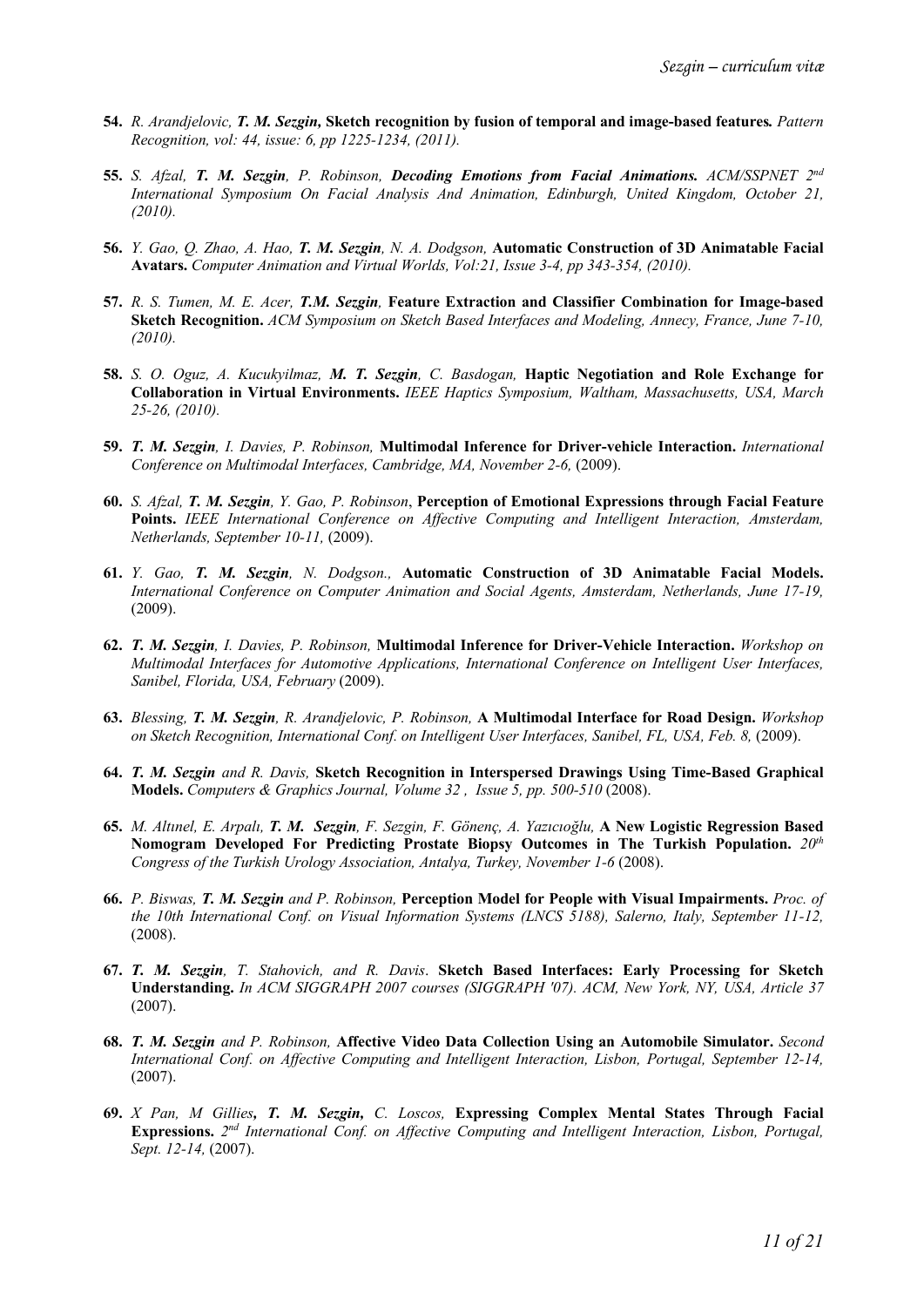54. *R. Arandjelovic, **T. M. Sezgin***, **Sketch recognition by fusion of temporal and image-based features.** *Pattern Recognition, vol: 44, issue: 6, pp 1225-1234, (2011).*

55. *S. Afzal, **T. M. Sezgin**, P. Robinson,* ***Decoding Emotions from Facial Animations.*** *ACM/SSPNET 2nd International Symposium On Facial Analysis And Animation, Edinburgh, United Kingdom, October 21, (2010).*

56. *Y. Gao, Q. Zhao, A. Hao, **T. M. Sezgin**, N. A. Dodgson,* **Automatic Construction of 3D Animatable Facial Avatars.** *Computer Animation and Virtual Worlds, Vol:21, Issue 3-4, pp 343-354, (2010).*

57. *R. S. Tumen, M. E. Acer, **T.M. Sezgin**,* **Feature Extraction and Classifier Combination for Image-based Sketch Recognition.** *ACM Symposium on Sketch Based Interfaces and Modeling, Annecy, France, June 7-10, (2010).*

58. *S. O. Oguz, A. Kucukyilmaz, **M. T. Sezgin**, C. Basdogan,* **Haptic Negotiation and Role Exchange for Collaboration in Virtual Environments.** *IEEE Haptics Symposium, Waltham, Massachusetts, USA, March 25-26, (2010).*

59. ***T. M. Sezgin**, I. Davies, P. Robinson,* **Multimodal Inference for Driver-vehicle Interaction.** *International Conference on Multimodal Interfaces, Cambridge, MA, November 2-6,* (2009).

60. *S. Afzal, **T. M. Sezgin**, Y. Gao, P. Robinson*, **Perception of Emotional Expressions through Facial Feature Points.** *IEEE International Conference on Affective Computing and Intelligent Interaction, Amsterdam, Netherlands, September 10-11,* (2009).

61. *Y. Gao, **T. M. Sezgin**, N. Dodgson.,* **Automatic Construction of 3D Animatable Facial Models.** *International Conference on Computer Animation and Social Agents, Amsterdam, Netherlands, June 17-19,* (2009).

62. ***T. M. Sezgin**, I. Davies, P. Robinson,* **Multimodal Inference for Driver-Vehicle Interaction.** *Workshop on Multimodal Interfaces for Automotive Applications, International Conference on Intelligent User Interfaces, Sanibel, Florida, USA, February* (2009).

63. *Blessing, **T. M. Sezgin**, R. Arandjelovic, P. Robinson,* **A Multimodal Interface for Road Design.** *Workshop on Sketch Recognition, International Conf. on Intelligent User Interfaces, Sanibel, FL, USA, Feb. 8,* (2009).

64. ***T. M. Sezgin** and R. Davis,* **Sketch Recognition in Interspersed Drawings Using Time-Based Graphical Models.** *Computers & Graphics Journal, Volume 32 , Issue 5, pp. 500-510* (2008).

65. *M. Altınel, E. Arpalı, **T. M. Sezgin**, F. Sezgin, F. Gönenç, A. Yazıcıoğlu,* **A New Logistic Regression Based Nomogram Developed For Predicting Prostate Biopsy Outcomes in The Turkish Population.** *20th Congress of the Turkish Urology Association, Antalya, Turkey, November 1-6* (2008).

66. *P. Biswas, **T. M. Sezgin** and P. Robinson,* **Perception Model for People with Visual Impairments.** *Proc. of the 10th International Conf. on Visual Information Systems (LNCS 5188), Salerno, Italy, September 11-12,* (2008).

67. ***T. M. Sezgin**, T. Stahovich, and R. Davis*. **Sketch Based Interfaces: Early Processing for Sketch Understanding.** *In ACM SIGGRAPH 2007 courses (SIGGRAPH '07). ACM, New York, NY, USA, Article 37* (2007).

68. ***T. M. Sezgin** and P. Robinson,* **Affective Video Data Collection Using an Automobile Simulator.** *Second International Conf. on Affective Computing and Intelligent Interaction, Lisbon, Portugal, September 12-14,* (2007).

69. *X Pan, M Gillies**, T. M. Sezgin,** C. Loscos,* **Expressing Complex Mental States Through Facial Expressions.** *2nd International Conf. on Affective Computing and Intelligent Interaction, Lisbon, Portugal, Sept. 12-14,* (2007).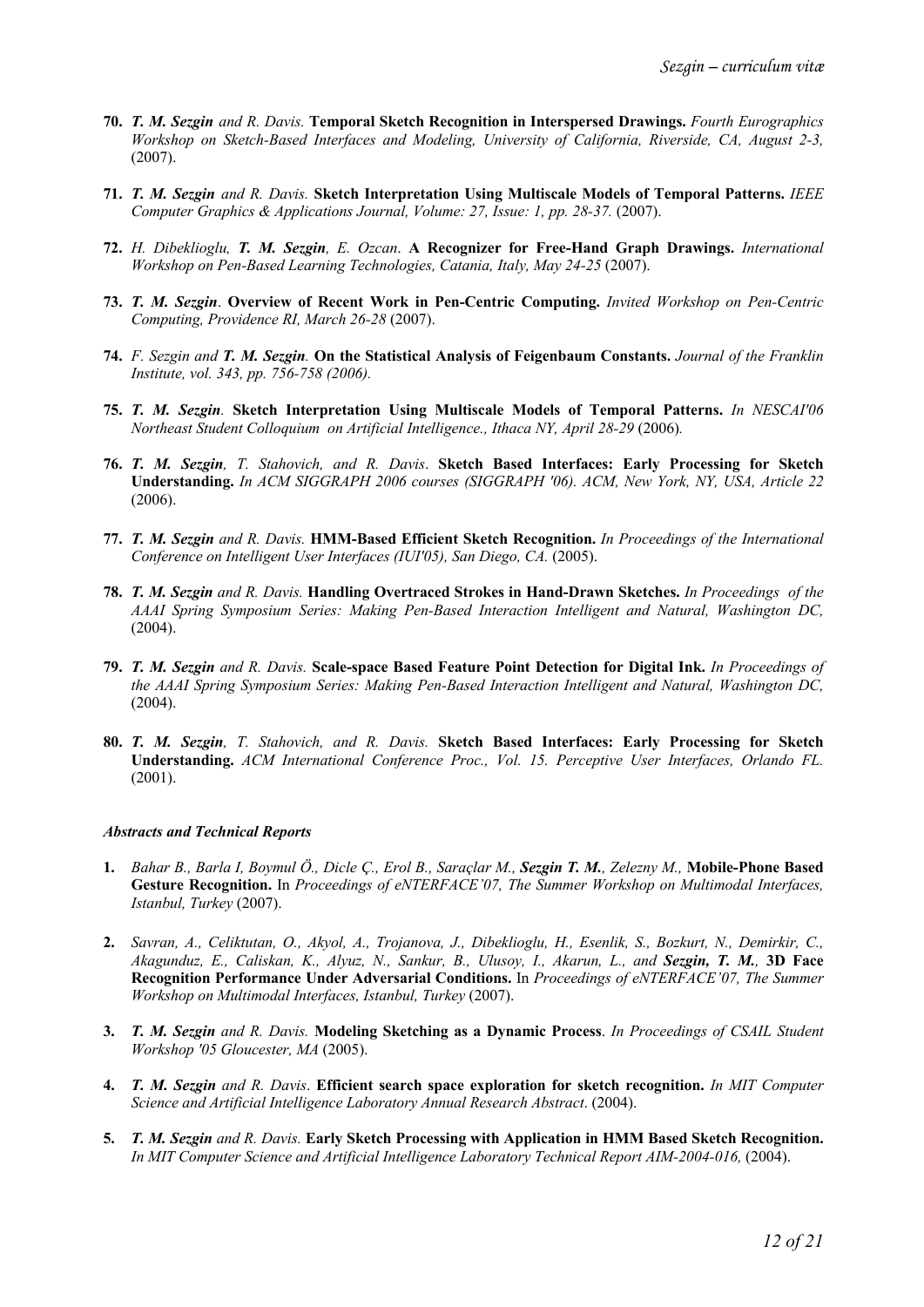**70.** ***T. M. Sezgin*** *and R. Davis.* **Temporal Sketch Recognition in Interspersed Drawings.** *Fourth Eurographics Workshop on Sketch-Based Interfaces and Modeling, University of California, Riverside, CA, August 2-3,* (2007).

**71.** ***T. M. Sezgin*** *and R. Davis.* **Sketch Interpretation Using Multiscale Models of Temporal Patterns.** *IEEE Computer Graphics & Applications Journal, Volume: 27, Issue: 1, pp. 28-37.* (2007).

**72.** *H. Dibeklioglu,* ***T. M. Sezgin****, E. Ozcan*. **A Recognizer for Free-Hand Graph Drawings.** *International Workshop on Pen-Based Learning Technologies, Catania, Italy, May 24-25* (2007).

**73.** ***T. M. Sezgin*.** **Overview of Recent Work in Pen-Centric Computing.** *Invited Workshop on Pen-Centric Computing, Providence RI, March 26-28* (2007).

**74.** *F. Sezgin and* ***T. M. Sezgin.*** **On the Statistical Analysis of Feigenbaum Constants.** *Journal of the Franklin Institute, vol. 343, pp. 756-758 (2006).*

**75.** ***T. M. Sezgin*.** **Sketch Interpretation Using Multiscale Models of Temporal Patterns.** *In NESCAI'06 Northeast Student Colloquium on Artificial Intelligence., Ithaca NY, April 28-29* (2006)*.*

**76.** ***T. M. Sezgin****, T. Stahovich, and R. Davis*. **Sketch Based Interfaces: Early Processing for Sketch Understanding.** *In ACM SIGGRAPH 2006 courses (SIGGRAPH '06). ACM, New York, NY, USA, Article 22* (2006).

**77.** ***T. M. Sezgin*** *and R. Davis.* **HMM-Based Efficient Sketch Recognition.** *In Proceedings of the International Conference on Intelligent User Interfaces (IUI'05), San Diego, CA.* (2005).

**78.** ***T. M. Sezgin*** *and R. Davis.* **Handling Overtraced Strokes in Hand-Drawn Sketches.** *In Proceedings of the AAAI Spring Symposium Series: Making Pen-Based Interaction Intelligent and Natural, Washington DC,* (2004).

**79.** ***T. M. Sezgin*** *and R. Davis.* **Scale-space Based Feature Point Detection for Digital Ink.** *In Proceedings of the AAAI Spring Symposium Series: Making Pen-Based Interaction Intelligent and Natural, Washington DC,* (2004).

**80.** ***T. M. Sezgin****, T. Stahovich, and R. Davis.* **Sketch Based Interfaces: Early Processing for Sketch Understanding.** *ACM International Conference Proc., Vol. 15. Perceptive User Interfaces, Orlando FL.* (2001).

***Abstracts and Technical Reports***

**1.** *Bahar B., Barla I, Boymul Ö., Dicle Ç., Erol B., Saraçlar M.,* ***Sezgin T. M.****, Zelezny M.,* **Mobile-Phone Based Gesture Recognition.** In *Proceedings of eNTERFACE'07, The Summer Workshop on Multimodal Interfaces, Istanbul, Turkey* (2007).

**2.** *Savran, A., Celiktutan, O., Akyol, A., Trojanova, J., Dibeklioglu, H., Esenlik, S., Bozkurt, N., Demirkir, C., Akagunduz, E., Caliskan, K., Alyuz, N., Sankur, B., Ulusoy, I., Akarun, L., and* ***Sezgin, T. M.****,* **3D Face Recognition Performance Under Adversarial Conditions.** In *Proceedings of eNTERFACE'07, The Summer Workshop on Multimodal Interfaces, Istanbul, Turkey* (2007).

**3.** ***T. M. Sezgin*** *and R. Davis.* **Modeling Sketching as a Dynamic Process**. *In Proceedings of CSAIL Student Workshop '05 Gloucester, MA* (2005).

**4.** ***T. M. Sezgin*** *and R. Davis*. **Efficient search space exploration for sketch recognition.** *In MIT Computer Science and Artificial Intelligence Laboratory Annual Research Abstract*. (2004).

**5.** ***T. M. Sezgin*** *and R. Davis.* **Early Sketch Processing with Application in HMM Based Sketch Recognition.** *In MIT Computer Science and Artificial Intelligence Laboratory Technical Report AIM-2004-016,* (2004).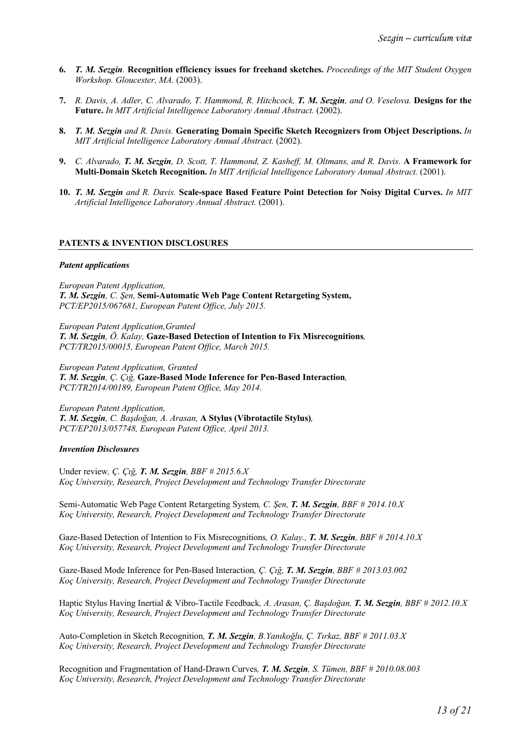6. ***T. M. Sezgin***. **Recognition efficiency issues for freehand sketches.** *Proceedings of the MIT Student Oxygen Workshop. Gloucester, MA.* (2003).

7. *R. Davis, A. Adler, C. Alvarado, T. Hammond, R. Hitchcock,* ***T. M. Sezgin****, and O. Veselova.* **Designs for the Future.** *In MIT Artificial Intelligence Laboratory Annual Abstract.* (2002).

8. ***T. M. Sezgin*** *and R. Davis.* **Generating Domain Specific Sketch Recognizers from Object Descriptions.** *In MIT Artificial Intelligence Laboratory Annual Abstract.* (2002).

9. *C. Alvarado,* ***T. M. Sezgin****, D. Scott, T. Hammond, Z. Kasheff, M. Oltmans, and R. Davis.* **A Framework for Multi-Domain Sketch Recognition.** *In MIT Artificial Intelligence Laboratory Annual Abstract.* (2001).

10. ***T. M. Sezgin*** *and R. Davis.* **Scale-space Based Feature Point Detection for Noisy Digital Curves.** *In MIT Artificial Intelligence Laboratory Annual Abstract.* (2001).

## PATENTS & INVENTION DISCLOSURES

### *Patent applications*

*European Patent Application,*
***T. M. Sezgin****, C. Şen,* **Semi-Automatic Web Page Content Retargeting System,**
*PCT/EP2015/067681, European Patent Office, July 2015.*

*European Patent Application,Granted*
***T. M. Sezgin****, Ö. Kalay,* **Gaze-Based Detection of Intention to Fix Misrecognitions***,*
*PCT/TR2015/00015, European Patent Office, March 2015.*

*European Patent Application, Granted*
***T. M. Sezgin****, Ç. Çığ,* **Gaze-Based Mode Inference for Pen-Based Interaction***,*
*PCT/TR2014/00189, European Patent Office, May 2014.*

*European Patent Application,*
***T. M. Sezgin****, C. Başdoğan, A. Arasan,* **A Stylus (Vibrotactile Stylus)***,*
*PCT/EP2013/057748, European Patent Office, April 2013.*

### *Invention Disclosures*

Under review*, Ç. Çığ,* ***T. M. Sezgin****, BBF # 2015.6.X*
*Koç University, Research, Project Development and Technology Transfer Directorate*

Semi-Automatic Web Page Content Retargeting System*, C. Şen,* ***T. M. Sezgin****, BBF # 2014.10.X*
*Koç University, Research, Project Development and Technology Transfer Directorate*

Gaze-Based Detection of Intention to Fix Misrecognitions*, O. Kalay.,* ***T. M. Sezgin****, BBF # 2014.10.X*
*Koç University, Research, Project Development and Technology Transfer Directorate*

Gaze-Based Mode Inference for Pen-Based Interaction*, Ç. Çığ,* ***T. M. Sezgin****, BBF # 2013.03.002*
*Koç University, Research, Project Development and Technology Transfer Directorate*

Haptic Stylus Having Inertial & Vibro-Tactile Feedback*, A. Arasan, Ç. Başdoğan,* ***T. M. Sezgin****, BBF # 2012.10.X*
*Koç University, Research, Project Development and Technology Transfer Directorate*

Auto-Completion in Sketch Recognition*,* ***T. M. Sezgin****, B.Yanıkoğlu, Ç. Tırkaz, BBF # 2011.03.X*
*Koç University, Research, Project Development and Technology Transfer Directorate*

Recognition and Fragmentation of Hand-Drawn Curves*,* ***T. M. Sezgin****, S. Tümen, BBF # 2010.08.003*
*Koç University, Research, Project Development and Technology Transfer Directorate*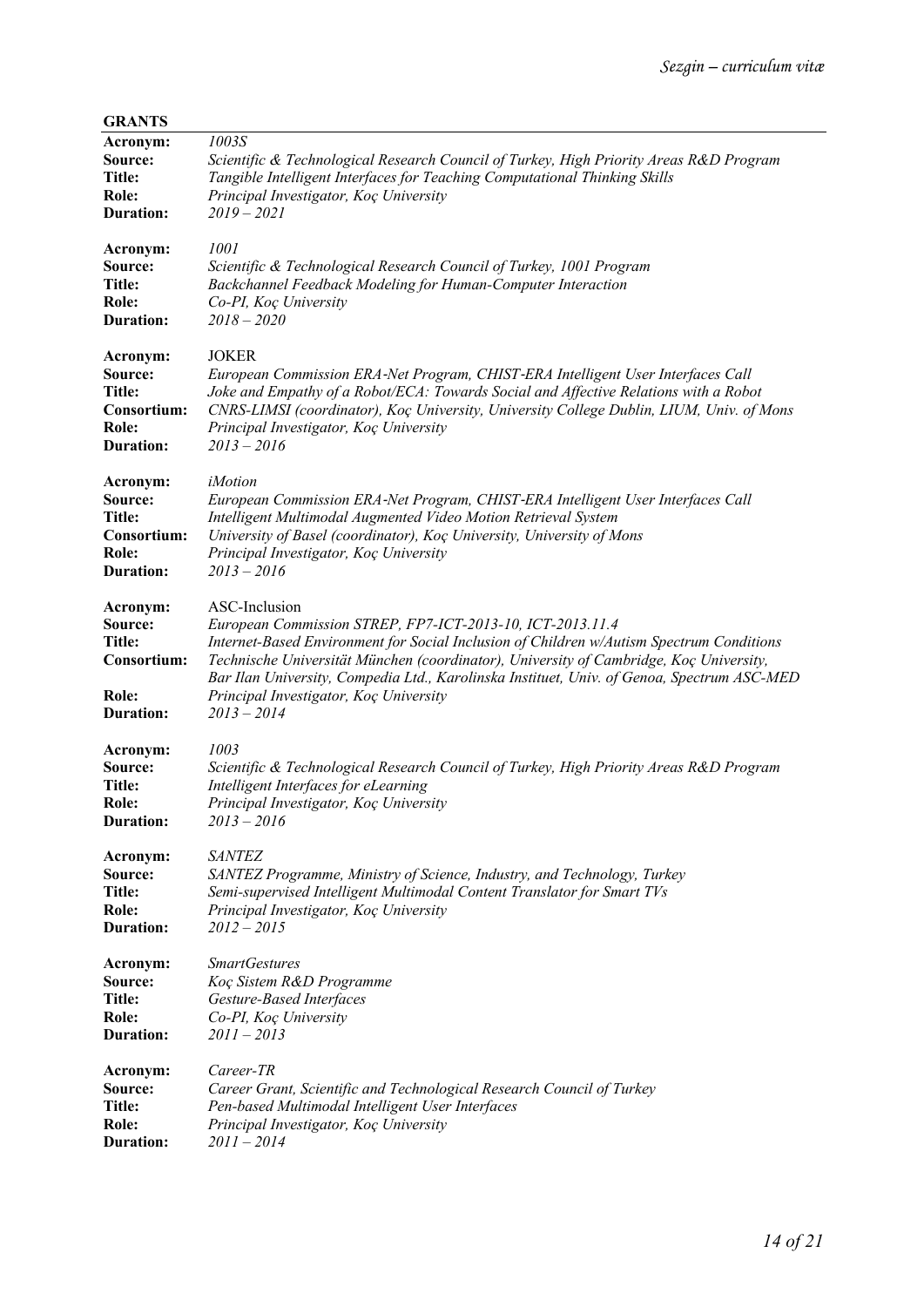## GRANTS

**Acronym:** *1003S*
**Source:** *Scientific & Technological Research Council of Turkey, High Priority Areas R&D Program*
**Title:** *Tangible Intelligent Interfaces for Teaching Computational Thinking Skills*
**Role:** *Principal Investigator, Koç University*
**Duration:** *2019 – 2021*

**Acronym:** *1001*
**Source:** *Scientific & Technological Research Council of Turkey, 1001 Program*
**Title:** *Backchannel Feedback Modeling for Human-Computer Interaction*
**Role:** *Co-PI, Koç University*
**Duration:** *2018 – 2020*

**Acronym:** JOKER
**Source:** *European Commission ERA-Net Program, CHIST-ERA Intelligent User Interfaces Call*
**Title:** *Joke and Empathy of a Robot/ECA: Towards Social and Affective Relations with a Robot*
**Consortium:** *CNRS-LIMSI (coordinator), Koç University, University College Dublin, LIUM, Univ. of Mons*
**Role:** *Principal Investigator, Koç University*
**Duration:** *2013 – 2016*

**Acronym:** *iMotion*
**Source:** *European Commission ERA-Net Program, CHIST-ERA Intelligent User Interfaces Call*
**Title:** *Intelligent Multimodal Augmented Video Motion Retrieval System*
**Consortium:** *University of Basel (coordinator), Koç University, University of Mons*
**Role:** *Principal Investigator, Koç University*
**Duration:** *2013 – 2016*

**Acronym:** ASC-Inclusion
**Source:** *European Commission STREP, FP7-ICT-2013-10, ICT-2013.11.4*
**Title:** *Internet-Based Environment for Social Inclusion of Children w/Autism Spectrum Conditions*
**Consortium:** *Technische Universität München (coordinator), University of Cambridge, Koç University, Bar Ilan University, Compedia Ltd., Karolinska Instituet, Univ. of Genoa, Spectrum ASC-MED*
**Role:** *Principal Investigator, Koç University*
**Duration:** *2013 – 2014*

**Acronym:** *1003*
**Source:** *Scientific & Technological Research Council of Turkey, High Priority Areas R&D Program*
**Title:** *Intelligent Interfaces for eLearning*
**Role:** *Principal Investigator, Koç University*
**Duration:** *2013 – 2016*

**Acronym:** *SANTEZ*
**Source:** *SANTEZ Programme, Ministry of Science, Industry, and Technology, Turkey*
**Title:** *Semi-supervised Intelligent Multimodal Content Translator for Smart TVs*
**Role:** *Principal Investigator, Koç University*
**Duration:** *2012 – 2015*

**Acronym:** *SmartGestures*
**Source:** *Koç Sistem R&D Programme*
**Title:** *Gesture-Based Interfaces*
**Role:** *Co-PI, Koç University*
**Duration:** *2011 – 2013*

**Acronym:** *Career-TR*
**Source:** *Career Grant, Scientific and Technological Research Council of Turkey*
**Title:** *Pen-based Multimodal Intelligent User Interfaces*
**Role:** *Principal Investigator, Koç University*
**Duration:** *2011 – 2014*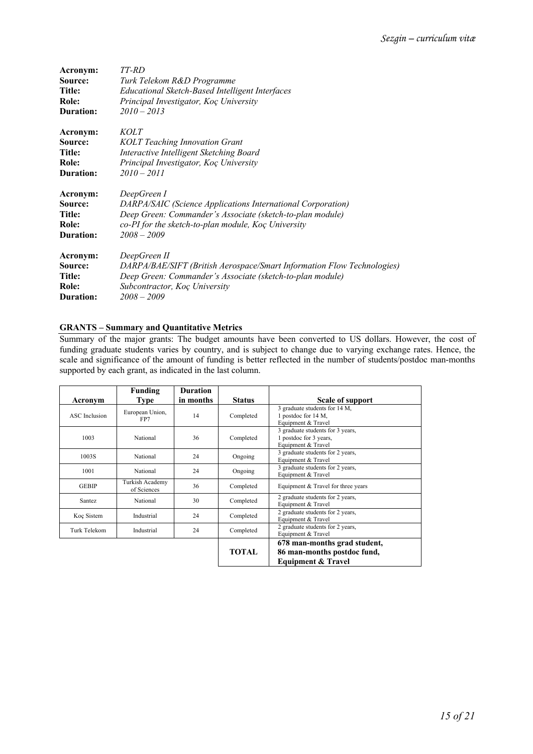**Acronym:** *TT-RD*
**Source:** *Turk Telekom R&D Programme*
**Title:** *Educational Sketch-Based Intelligent Interfaces*
**Role:** *Principal Investigator, Koç University*
**Duration:** *2010 – 2013*

**Acronym:** *KOLT*
**Source:** *KOLT Teaching Innovation Grant*
**Title:** *Interactive Intelligent Sketching Board*
**Role:** *Principal Investigator, Koç University*
**Duration:** *2010 – 2011*

**Acronym:** *DeepGreen I*
**Source:** *DARPA/SAIC (Science Applications International Corporation)*
**Title:** *Deep Green: Commander's Associate (sketch-to-plan module)*
**Role:** *co-PI for the sketch-to-plan module, Koç University*
**Duration:** *2008 – 2009*

**Acronym:** *DeepGreen II*
**Source:** *DARPA/BAE/SIFT (British Aerospace/Smart Information Flow Technologies)*
**Title:** *Deep Green: Commander's Associate (sketch-to-plan module)*
**Role:** *Subcontractor, Koç University*
**Duration:** *2008 – 2009*

## GRANTS – Summary and Quantitative Metrics

Summary of the major grants: The budget amounts have been converted to US dollars. However, the cost of funding graduate students varies by country, and is subject to change due to varying exchange rates. Hence, the scale and significance of the amount of funding is better reflected in the number of students/postdoc man-months supported by each grant, as indicated in the last column.

| Acronym | Funding Type | Duration in months | Status | Scale of support |
|---|---|---|---|---|
| ASC Inclusion | European Union, FP7 | 14 | Completed | 3 graduate students for 14 M, 1 postdoc for 14 M, Equipment & Travel |
| 1003 | National | 36 | Completed | 3 graduate students for 3 years, 1 postdoc for 3 years, Equipment & Travel |
| 1003S | National | 24 | Ongoing | 3 graduate students for 2 years, Equipment & Travel |
| 1001 | National | 24 | Ongoing | 3 graduate students for 2 years, Equipment & Travel |
| GEBIP | Turkish Academy of Sciences | 36 | Completed | Equipment & Travel for three years |
| Santez | National | 30 | Completed | 2 graduate students for 2 years, Equipment & Travel |
| Koç Sistem | Industrial | 24 | Completed | 2 graduate students for 2 years, Equipment & Travel |
| Turk Telekom | Industrial | 24 | Completed | 2 graduate students for 2 years, Equipment & Travel |
| | | | **TOTAL** | **678 man-months grad student, 86 man-months postdoc fund, Equipment & Travel** |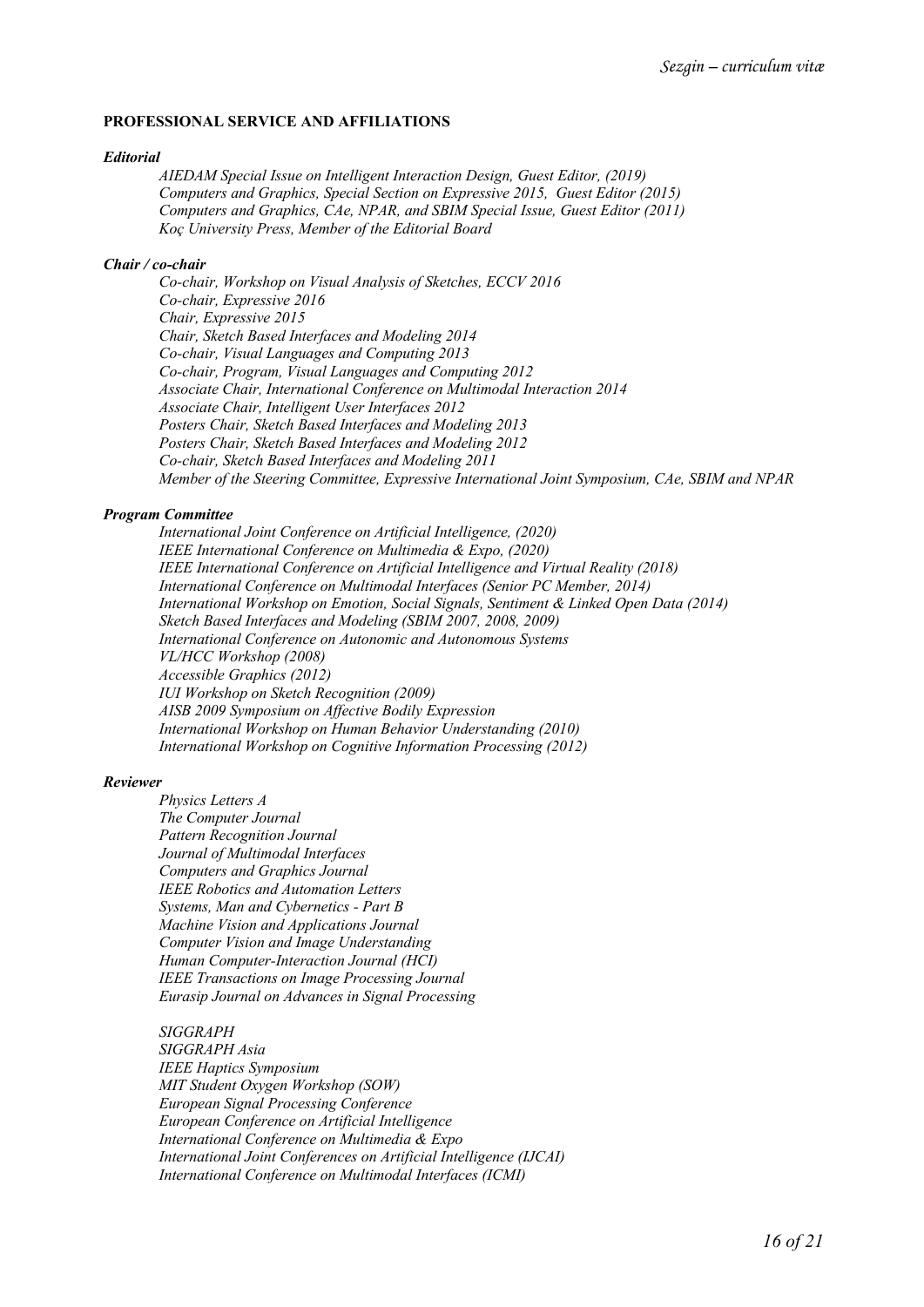**PROFESSIONAL SERVICE AND AFFILIATIONS**

***Editorial***

*AIEDAM Special Issue on Intelligent Interaction Design, Guest Editor, (2019)*
*Computers and Graphics, Special Section on Expressive 2015, Guest Editor (2015)*
*Computers and Graphics, CAe, NPAR, and SBIM Special Issue, Guest Editor (2011)*
*Koç University Press, Member of the Editorial Board*

***Chair / co-chair***

*Co-chair, Workshop on Visual Analysis of Sketches, ECCV 2016*
*Co-chair, Expressive 2016*
*Chair, Expressive 2015*
*Chair, Sketch Based Interfaces and Modeling 2014*
*Co-chair, Visual Languages and Computing 2013*
*Co-chair, Program, Visual Languages and Computing 2012*
*Associate Chair, International Conference on Multimodal Interaction 2014*
*Associate Chair, Intelligent User Interfaces 2012*
*Posters Chair, Sketch Based Interfaces and Modeling 2013*
*Posters Chair, Sketch Based Interfaces and Modeling 2012*
*Co-chair, Sketch Based Interfaces and Modeling 2011*
*Member of the Steering Committee, Expressive International Joint Symposium, CAe, SBIM and NPAR*

***Program Committee***

*International Joint Conference on Artificial Intelligence, (2020)*
*IEEE International Conference on Multimedia & Expo, (2020)*
*IEEE International Conference on Artificial Intelligence and Virtual Reality (2018)*
*International Conference on Multimodal Interfaces (Senior PC Member, 2014)*
*International Workshop on Emotion, Social Signals, Sentiment & Linked Open Data (2014)*
*Sketch Based Interfaces and Modeling (SBIM 2007, 2008, 2009)*
*International Conference on Autonomic and Autonomous Systems*
*VL/HCC Workshop (2008)*
*Accessible Graphics (2012)*
*IUI Workshop on Sketch Recognition (2009)*
*AISB 2009 Symposium on Affective Bodily Expression*
*International Workshop on Human Behavior Understanding (2010)*
*International Workshop on Cognitive Information Processing (2012)*

***Reviewer***

*Physics Letters A*
*The Computer Journal*
*Pattern Recognition Journal*
*Journal of Multimodal Interfaces*
*Computers and Graphics Journal*
*IEEE Robotics and Automation Letters*
*Systems, Man and Cybernetics - Part B*
*Machine Vision and Applications Journal*
*Computer Vision and Image Understanding*
*Human Computer-Interaction Journal (HCI)*
*IEEE Transactions on Image Processing Journal*
*Eurasip Journal on Advances in Signal Processing*

*SIGGRAPH*
*SIGGRAPH Asia*
*IEEE Haptics Symposium*
*MIT Student Oxygen Workshop (SOW)*
*European Signal Processing Conference*
*European Conference on Artificial Intelligence*
*International Conference on Multimedia & Expo*
*International Joint Conferences on Artificial Intelligence (IJCAI)*
*International Conference on Multimodal Interfaces (ICMI)*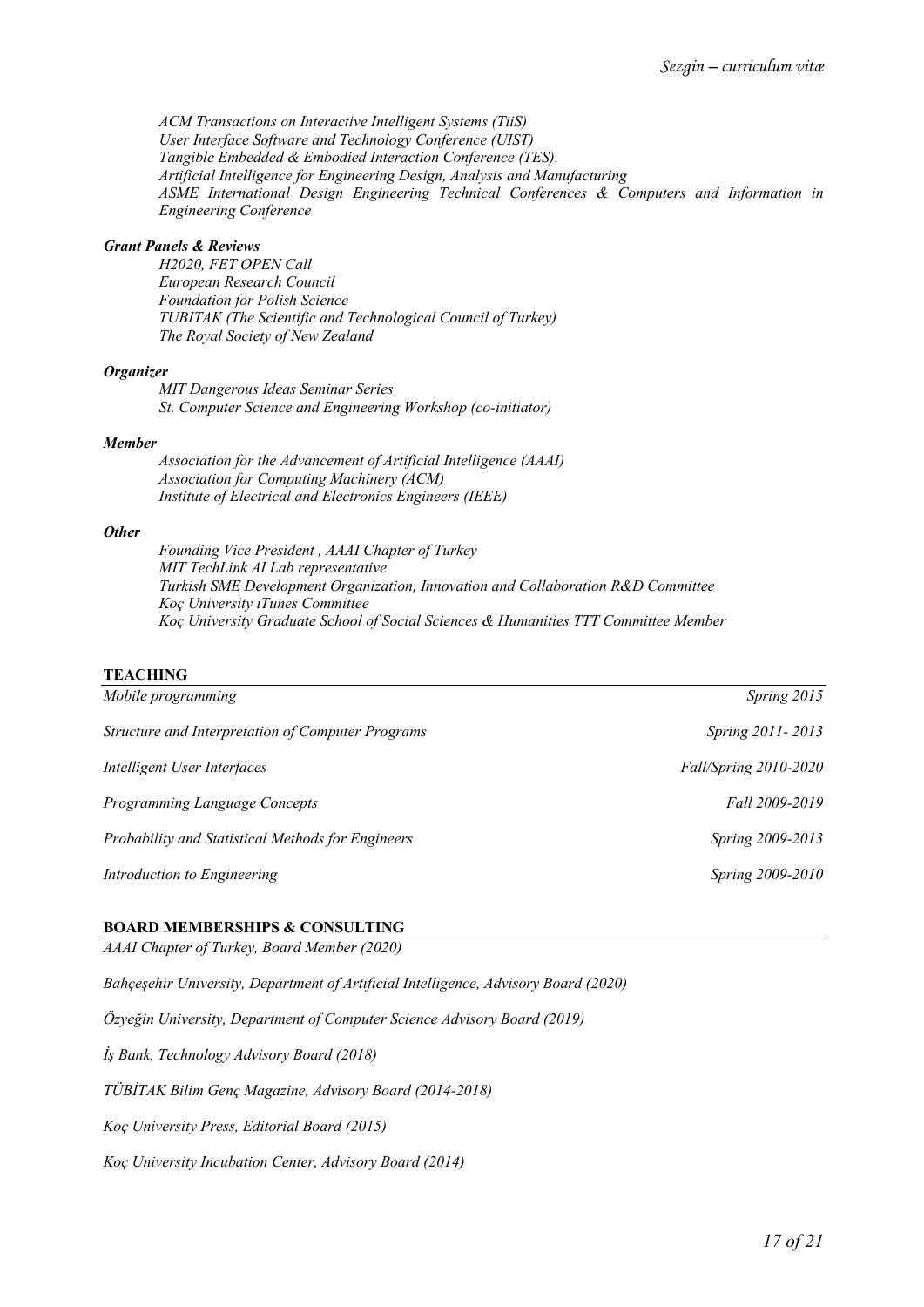*ACM Transactions on Interactive Intelligent Systems (TiiS)*
*User Interface Software and Technology Conference (UIST)*
*Tangible Embedded & Embodied Interaction Conference (TES).*
*Artificial Intelligence for Engineering Design, Analysis and Manufacturing*
*ASME International Design Engineering Technical Conferences & Computers and Information in Engineering Conference*

***Grant Panels & Reviews***

*H2020, FET OPEN Call*
*European Research Council*
*Foundation for Polish Science*
*TUBITAK (The Scientific and Technological Council of Turkey)*
*The Royal Society of New Zealand*

***Organizer***

*MIT Dangerous Ideas Seminar Series*
*St. Computer Science and Engineering Workshop (co-initiator)*

***Member***

*Association for the Advancement of Artificial Intelligence (AAAI)*
*Association for Computing Machinery (ACM)*
*Institute of Electrical and Electronics Engineers (IEEE)*

***Other***

*Founding Vice President , AAAI Chapter of Turkey*
*MIT TechLink AI Lab representative*
*Turkish SME Development Organization, Innovation and Collaboration R&D Committee*
*Koç University iTunes Committee*
*Koç University Graduate School of Social Sciences & Humanities TTT Committee Member*

## TEACHING

| | |
|---|---|
| *Mobile programming* | *Spring 2015* |
| *Structure and Interpretation of Computer Programs* | *Spring 2011- 2013* |
| *Intelligent User Interfaces* | *Fall/Spring 2010-2020* |
| *Programming Language Concepts* | *Fall 2009-2019* |
| *Probability and Statistical Methods for Engineers* | *Spring 2009-2013* |
| *Introduction to Engineering* | *Spring 2009-2010* |

## BOARD MEMBERSHIPS & CONSULTING

*AAAI Chapter of Turkey, Board Member (2020)*

*Bahçeşehir University, Department of Artificial Intelligence, Advisory Board (2020)*

*Özyeğin University, Department of Computer Science Advisory Board (2019)*

*İş Bank, Technology Advisory Board (2018)*

*TÜBİTAK Bilim Genç Magazine, Advisory Board (2014-2018)*

*Koç University Press, Editorial Board (2015)*

*Koç University Incubation Center, Advisory Board (2014)*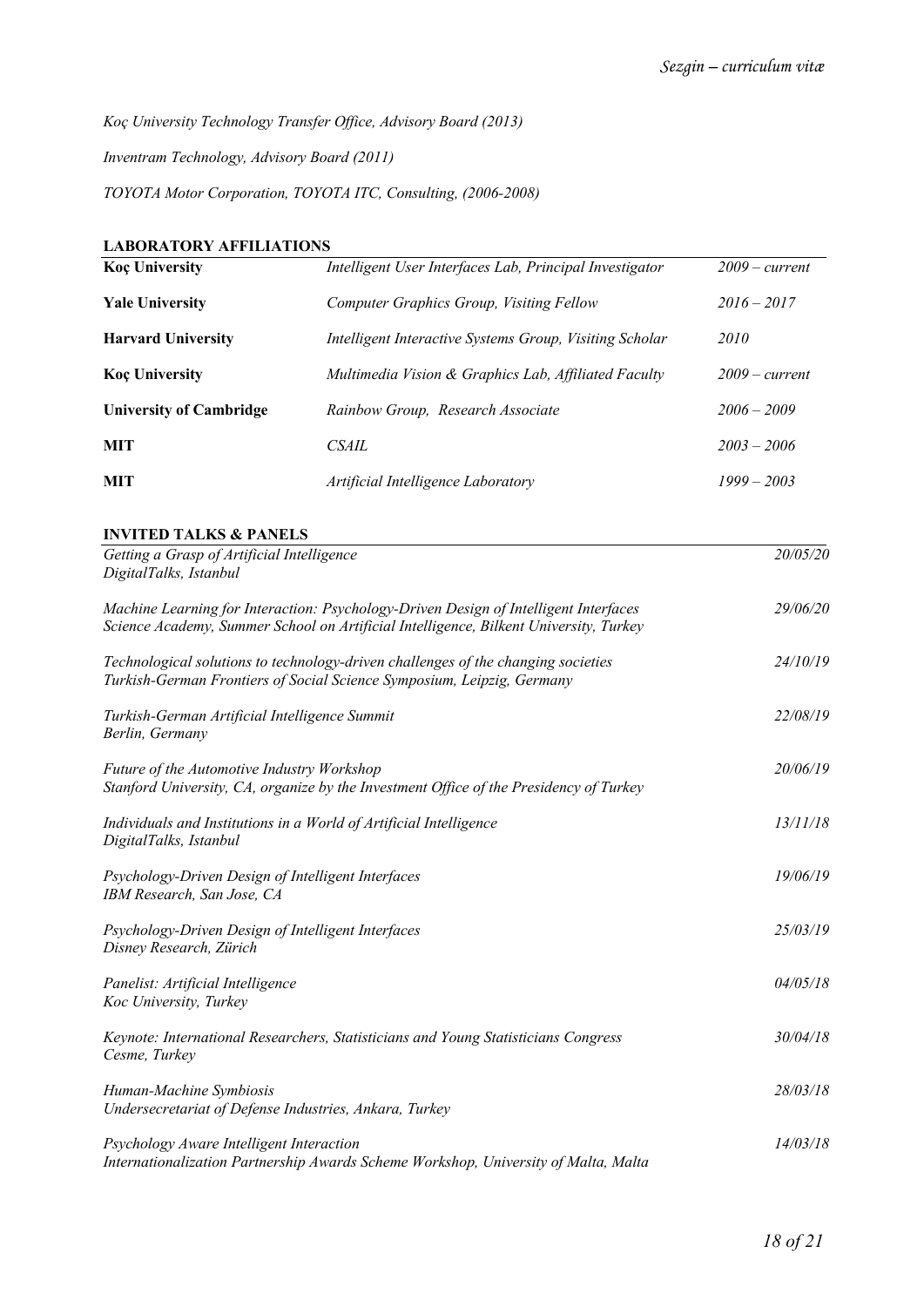*Koç University Technology Transfer Office, Advisory Board (2013)*

*Inventram Technology, Advisory Board (2011)*

*TOYOTA Motor Corporation, TOYOTA ITC, Consulting, (2006-2008)*

## LABORATORY AFFILIATIONS

| | | |
|---|---|---|
| **Koç University** | *Intelligent User Interfaces Lab, Principal Investigator* | *2009 – current* |
| **Yale University** | *Computer Graphics Group, Visiting Fellow* | *2016 – 2017* |
| **Harvard University** | *Intelligent Interactive Systems Group, Visiting Scholar* | *2010* |
| **Koç University** | *Multimedia Vision & Graphics Lab, Affiliated Faculty* | *2009 – current* |
| **University of Cambridge** | *Rainbow Group, Research Associate* | *2006 – 2009* |
| **MIT** | *CSAIL* | *2003 – 2006* |
| **MIT** | *Artificial Intelligence Laboratory* | *1999 – 2003* |

## INVITED TALKS & PANELS

*Getting a Grasp of Artificial Intelligence* — *20/05/20*
*DigitalTalks, Istanbul*

*Machine Learning for Interaction: Psychology-Driven Design of Intelligent Interfaces* — *29/06/20*
*Science Academy, Summer School on Artificial Intelligence, Bilkent University, Turkey*

*Technological solutions to technology-driven challenges of the changing societies* — *24/10/19*
*Turkish-German Frontiers of Social Science Symposium, Leipzig, Germany*

*Turkish-German Artificial Intelligence Summit* — *22/08/19*
*Berlin, Germany*

*Future of the Automotive Industry Workshop* — *20/06/19*
*Stanford University, CA, organize by the Investment Office of the Presidency of Turkey*

*Individuals and Institutions in a World of Artificial Intelligence* — *13/11/18*
*DigitalTalks, Istanbul*

*Psychology-Driven Design of Intelligent Interfaces* — *19/06/19*
*IBM Research, San Jose, CA*

*Psychology-Driven Design of Intelligent Interfaces* — *25/03/19*
*Disney Research, Zürich*

*Panelist: Artificial Intelligence* — *04/05/18*
*Koc University, Turkey*

*Keynote: International Researchers, Statisticians and Young Statisticians Congress* — *30/04/18*
*Cesme, Turkey*

*Human-Machine Symbiosis* — *28/03/18*
*Undersecretariat of Defense Industries, Ankara, Turkey*

*Psychology Aware Intelligent Interaction* — *14/03/18*
*Internationalization Partnership Awards Scheme Workshop, University of Malta, Malta*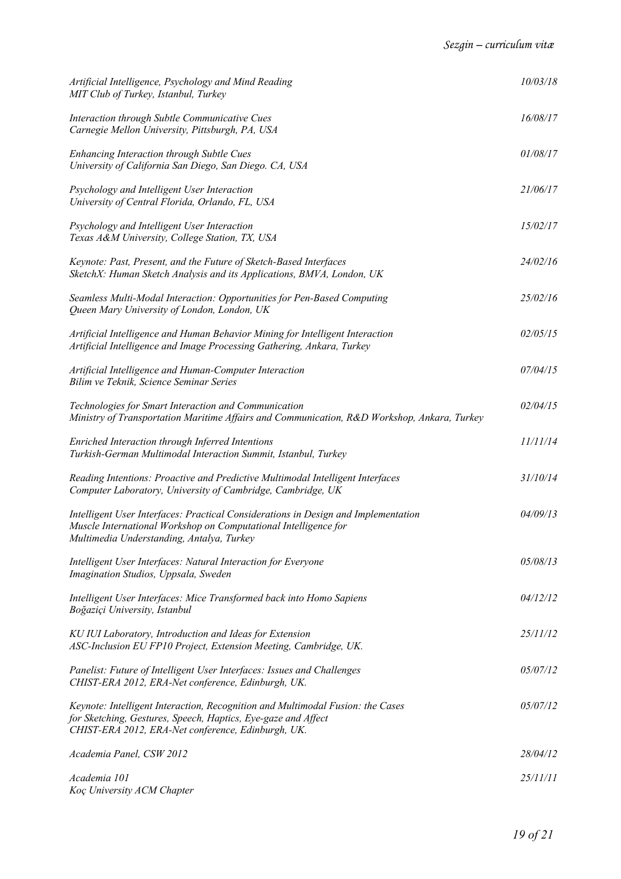*Artificial Intelligence, Psychology and Mind Reading* — *10/03/18*
*MIT Club of Turkey, Istanbul, Turkey*

*Interaction through Subtle Communicative Cues* — *16/08/17*
*Carnegie Mellon University, Pittsburgh, PA, USA*

*Enhancing Interaction through Subtle Cues* — *01/08/17*
*University of California San Diego, San Diego. CA, USA*

*Psychology and Intelligent User Interaction* — *21/06/17*
*University of Central Florida, Orlando, FL, USA*

*Psychology and Intelligent User Interaction* — *15/02/17*
*Texas A&M University, College Station, TX, USA*

*Keynote: Past, Present, and the Future of Sketch-Based Interfaces* — *24/02/16*
*SketchX: Human Sketch Analysis and its Applications, BMVA, London, UK*

*Seamless Multi-Modal Interaction: Opportunities for Pen-Based Computing* — *25/02/16*
*Queen Mary University of London, London, UK*

*Artificial Intelligence and Human Behavior Mining for Intelligent Interaction* — *02/05/15*
*Artificial Intelligence and Image Processing Gathering, Ankara, Turkey*

*Artificial Intelligence and Human-Computer Interaction* — *07/04/15*
*Bilim ve Teknik, Science Seminar Series*

*Technologies for Smart Interaction and Communication* — *02/04/15*
*Ministry of Transportation Maritime Affairs and Communication, R&D Workshop, Ankara, Turkey*

*Enriched Interaction through Inferred Intentions* — *11/11/14*
*Turkish-German Multimodal Interaction Summit, Istanbul, Turkey*

*Reading Intentions: Proactive and Predictive Multimodal Intelligent Interfaces* — *31/10/14*
*Computer Laboratory, University of Cambridge, Cambridge, UK*

*Intelligent User Interfaces: Practical Considerations in Design and Implementation* — *04/09/13*
*Muscle International Workshop on Computational Intelligence for*
*Multimedia Understanding, Antalya, Turkey*

*Intelligent User Interfaces: Natural Interaction for Everyone* — *05/08/13*
*Imagination Studios, Uppsala, Sweden*

*Intelligent User Interfaces: Mice Transformed back into Homo Sapiens* — *04/12/12*
*Boğaziçi University, Istanbul*

*KU IUI Laboratory, Introduction and Ideas for Extension* — *25/11/12*
*ASC-Inclusion EU FP10 Project, Extension Meeting, Cambridge, UK.*

*Panelist: Future of Intelligent User Interfaces: Issues and Challenges* — *05/07/12*
*CHIST-ERA 2012, ERA-Net conference, Edinburgh, UK.*

*Keynote: Intelligent Interaction, Recognition and Multimodal Fusion: the Cases* — *05/07/12*
*for Sketching, Gestures, Speech, Haptics, Eye-gaze and Affect*
*CHIST-ERA 2012, ERA-Net conference, Edinburgh, UK.*

*Academia Panel, CSW 2012* — *28/04/12*

*Academia 101* — *25/11/11*
*Koç University ACM Chapter*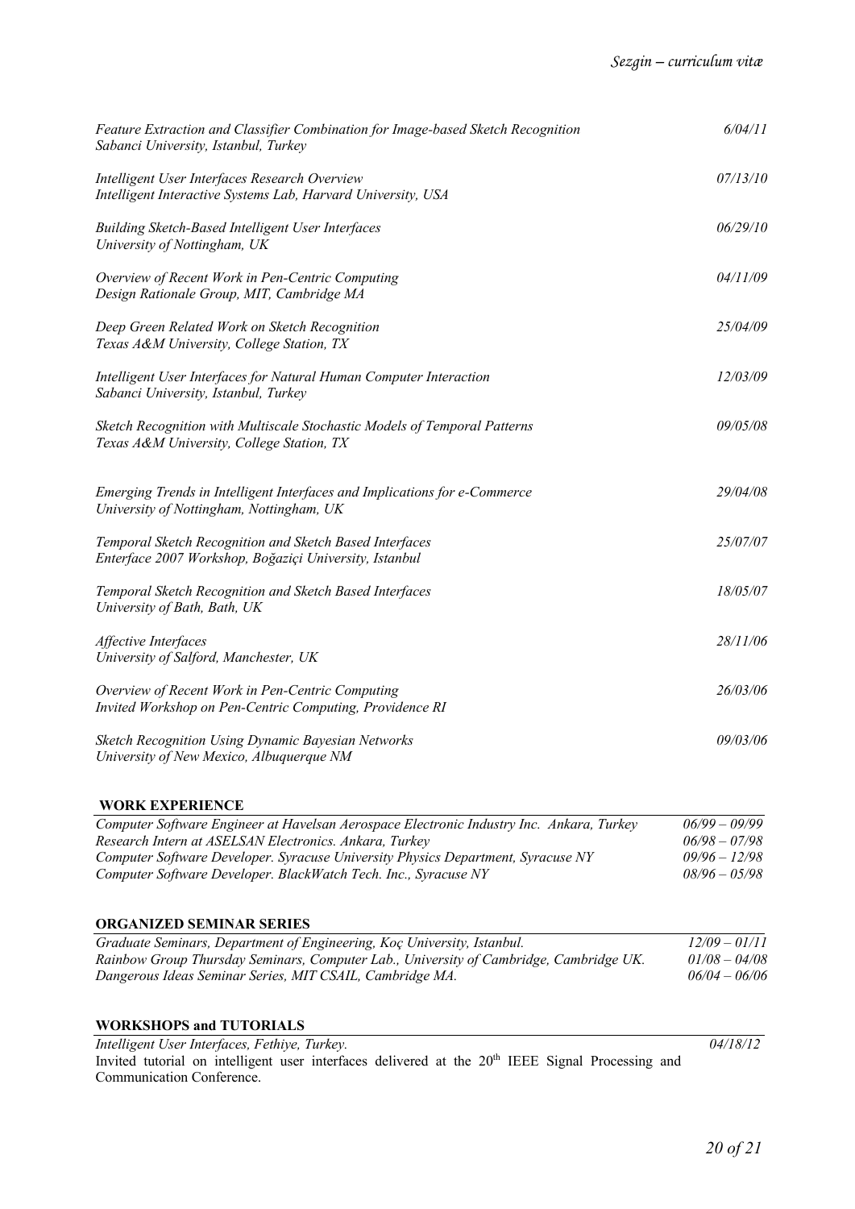*Feature Extraction and Classifier Combination for Image-based Sketch Recognition* — *6/04/11*
*Sabanci University, Istanbul, Turkey*

*Intelligent User Interfaces Research Overview* — *07/13/10*
*Intelligent Interactive Systems Lab, Harvard University, USA*

*Building Sketch-Based Intelligent User Interfaces* — *06/29/10*
*University of Nottingham, UK*

*Overview of Recent Work in Pen-Centric Computing* — *04/11/09*
*Design Rationale Group, MIT, Cambridge MA*

*Deep Green Related Work on Sketch Recognition* — *25/04/09*
*Texas A&M University, College Station, TX*

*Intelligent User Interfaces for Natural Human Computer Interaction* — *12/03/09*
*Sabanci University, Istanbul, Turkey*

*Sketch Recognition with Multiscale Stochastic Models of Temporal Patterns* — *09/05/08*
*Texas A&M University, College Station, TX*

*Emerging Trends in Intelligent Interfaces and Implications for e-Commerce* — *29/04/08*
*University of Nottingham, Nottingham, UK*

*Temporal Sketch Recognition and Sketch Based Interfaces* — *25/07/07*
*Enterface 2007 Workshop, Boğaziçi University, Istanbul*

*Temporal Sketch Recognition and Sketch Based Interfaces* — *18/05/07*
*University of Bath, Bath, UK*

*Affective Interfaces* — *28/11/06*
*University of Salford, Manchester, UK*

*Overview of Recent Work in Pen-Centric Computing* — *26/03/06*
*Invited Workshop on Pen-Centric Computing, Providence RI*

*Sketch Recognition Using Dynamic Bayesian Networks* — *09/03/06*
*University of New Mexico, Albuquerque NM*

## WORK EXPERIENCE

*Computer Software Engineer at Havelsan Aerospace Electronic Industry Inc. Ankara, Turkey* — *06/99 – 09/99*
*Research Intern at ASELSAN Electronics. Ankara, Turkey* — *06/98 – 07/98*
*Computer Software Developer. Syracuse University Physics Department, Syracuse NY* — *09/96 – 12/98*
*Computer Software Developer. BlackWatch Tech. Inc., Syracuse NY* — *08/96 – 05/98*

## ORGANIZED SEMINAR SERIES

*Graduate Seminars, Department of Engineering, Koç University, Istanbul.* — *12/09 – 01/11*
*Rainbow Group Thursday Seminars, Computer Lab., University of Cambridge, Cambridge UK.* — *01/08 – 04/08*
*Dangerous Ideas Seminar Series, MIT CSAIL, Cambridge MA.* — *06/04 – 06/06*

## WORKSHOPS and TUTORIALS

*Intelligent User Interfaces, Fethiye, Turkey.* — *04/18/12*
Invited tutorial on intelligent user interfaces delivered at the 20th IEEE Signal Processing and Communication Conference.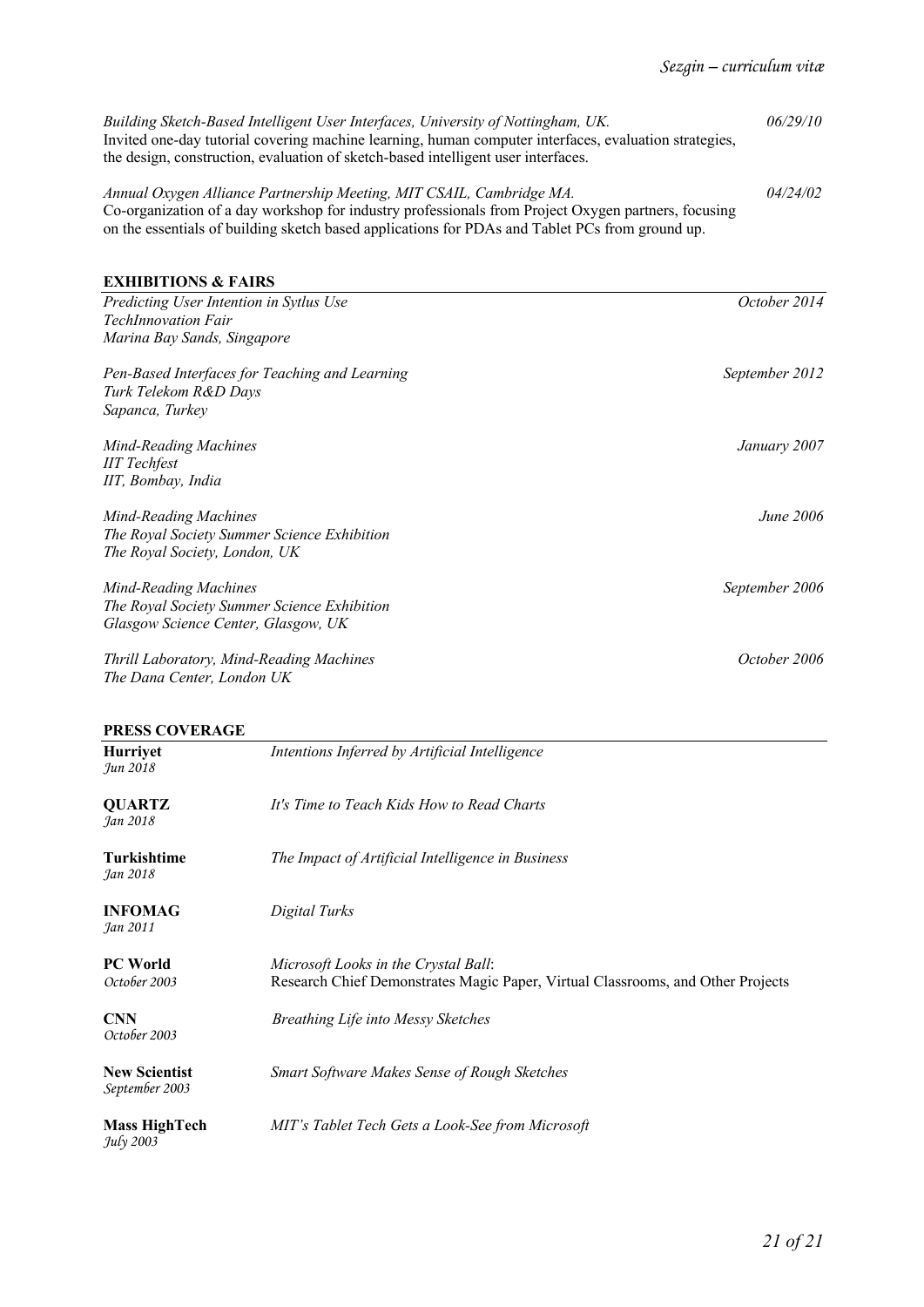*Building Sketch-Based Intelligent User Interfaces, University of Nottingham, UK.* *06/29/10*
Invited one-day tutorial covering machine learning, human computer interfaces, evaluation strategies, the design, construction, evaluation of sketch-based intelligent user interfaces.

*Annual Oxygen Alliance Partnership Meeting, MIT CSAIL, Cambridge MA.* *04/24/02*
Co-organization of a day workshop for industry professionals from Project Oxygen partners, focusing on the essentials of building sketch based applications for PDAs and Tablet PCs from ground up.

## EXHIBITIONS & FAIRS

*Predicting User Intention in Sytlus Use* — *October 2014*
*TechInnovation Fair*
*Marina Bay Sands, Singapore*

*Pen-Based Interfaces for Teaching and Learning* — *September 2012*
*Turk Telekom R&D Days*
*Sapanca, Turkey*

*Mind-Reading Machines* — *January 2007*
*IIT Techfest*
*IIT, Bombay, India*

*Mind-Reading Machines* — *June 2006*
*The Royal Society Summer Science Exhibition*
*The Royal Society, London, UK*

*Mind-Reading Machines* — *September 2006*
*The Royal Society Summer Science Exhibition*
*Glasgow Science Center, Glasgow, UK*

*Thrill Laboratory, Mind-Reading Machines* — *October 2006*
*The Dana Center, London UK*

## PRESS COVERAGE

| | |
|---|---|
| **Hurriyet** *Jun 2018* | *Intentions Inferred by Artificial Intelligence* |
| **QUARTZ** *Jan 2018* | *It's Time to Teach Kids How to Read Charts* |
| **Turkishtime** *Jan 2018* | *The Impact of Artificial Intelligence in Business* |
| **INFOMAG** *Jan 2011* | *Digital Turks* |
| **PC World** *October 2003* | *Microsoft Looks in the Crystal Ball*: Research Chief Demonstrates Magic Paper, Virtual Classrooms, and Other Projects |
| **CNN** *October 2003* | *Breathing Life into Messy Sketches* |
| **New Scientist** *September 2003* | *Smart Software Makes Sense of Rough Sketches* |
| **Mass HighTech** *July 2003* | *MIT's Tablet Tech Gets a Look-See from Microsoft* |